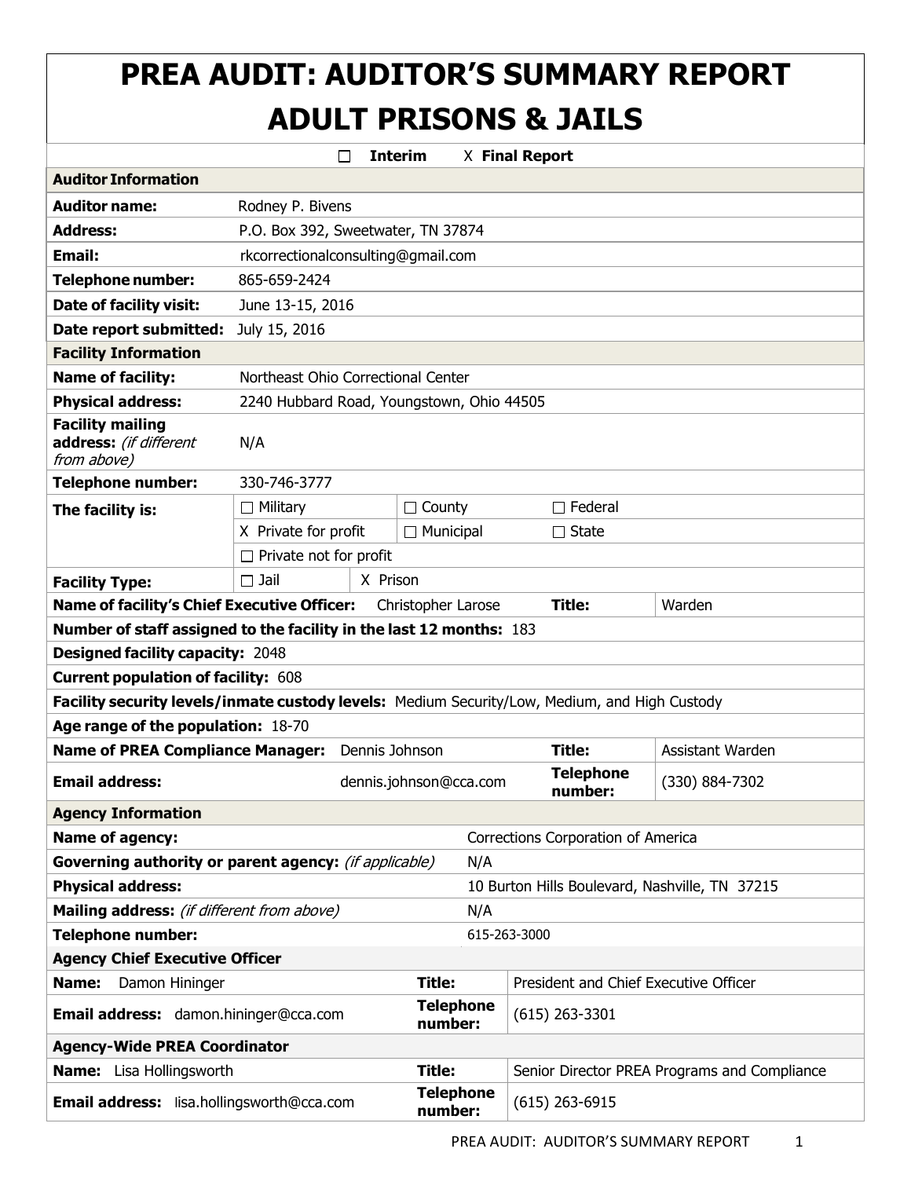# PREA AUDIT: AUDITOR'S SUMMARY REPORT ADULT PRISONS & JAILS

☐ **Interim** X **Final Report**

| **Auditor Information** | |
|---|---|
| **Auditor name:** | Rodney P. Bivens |
| **Address:** | P.O. Box 392, Sweetwater, TN 37874 |
| **Email:** | rkcorrectionalconsulting@gmail.com |
| **Telephone number:** | 865-659-2424 |
| **Date of facility visit:** | June 13-15, 2016 |
| **Date report submitted:** | July 15, 2016 |

| **Facility Information** | | | |
|---|---|---|---|
| **Name of facility:** | Northeast Ohio Correctional Center | | |
| **Physical address:** | 2240 Hubbard Road, Youngstown, Ohio 44505 | | |
| **Facility mailing address:** *(if different from above)* | N/A | | |
| **Telephone number:** | 330-746-3777 | | |
| **The facility is:** | ☐ Military | ☐ County | ☐ Federal |
| | X Private for profit | ☐ Municipal | ☐ State |
| | ☐ Private not for profit | | |
| **Facility Type:** | ☐ Jail | X Prison | |
| **Name of facility's Chief Executive Officer:** | Christopher Larose | **Title:** | Warden |
| **Number of staff assigned to the facility in the last 12 months:** 183 | | | |
| **Designed facility capacity:** 2048 | | | |
| **Current population of facility:** 608 | | | |
| **Facility security levels/inmate custody levels:** Medium Security/Low, Medium, and High Custody | | | |
| **Age range of the population:** 18-70 | | | |
| **Name of PREA Compliance Manager:** | Dennis Johnson | **Title:** | Assistant Warden |
| **Email address:** | dennis.johnson@cca.com | **Telephone number:** | (330) 884-7302 |

| **Agency Information** | |
|---|---|
| **Name of agency:** | Corrections Corporation of America |
| **Governing authority or parent agency:** *(if applicable)* | N/A |
| **Physical address:** | 10 Burton Hills Boulevard, Nashville, TN 37215 |
| **Mailing address:** *(if different from above)* | N/A |
| **Telephone number:** | 615-263-3000 |

| **Agency Chief Executive Officer** | | |
|---|---|---|
| **Name:** Damon Hininger | **Title:** | President and Chief Executive Officer |
| **Email address:** damon.hininger@cca.com | **Telephone number:** | (615) 263-3301 |

| **Agency-Wide PREA Coordinator** | | |
|---|---|---|
| **Name:** Lisa Hollingsworth | **Title:** | Senior Director PREA Programs and Compliance |
| **Email address:** lisa.hollingsworth@cca.com | **Telephone number:** | (615) 263-6915 |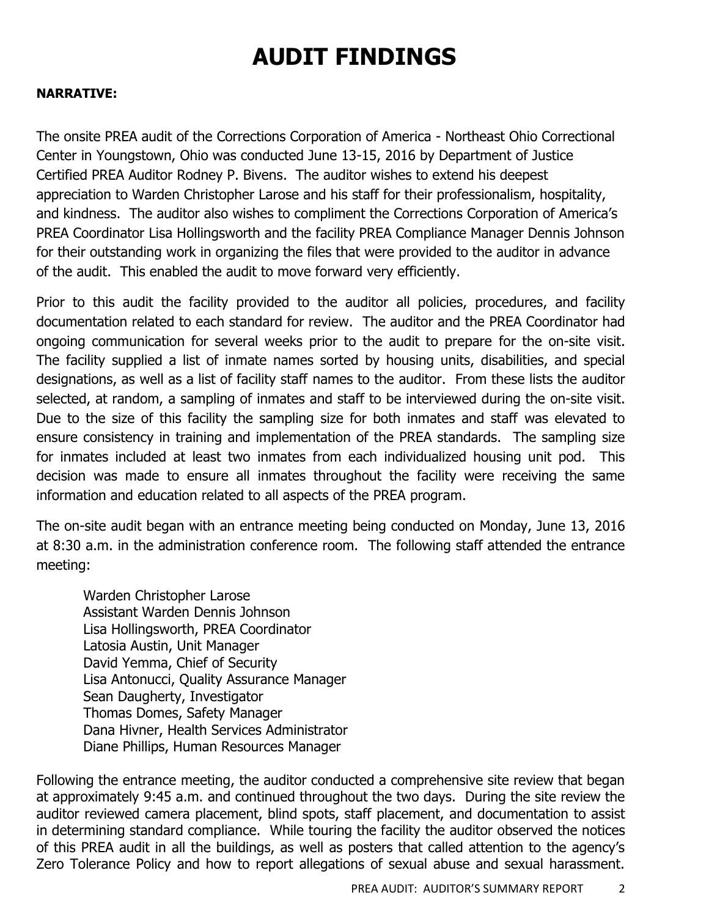# AUDIT FINDINGS

**NARRATIVE:**

The onsite PREA audit of the Corrections Corporation of America - Northeast Ohio Correctional Center in Youngstown, Ohio was conducted June 13-15, 2016 by Department of Justice Certified PREA Auditor Rodney P. Bivens. The auditor wishes to extend his deepest appreciation to Warden Christopher Larose and his staff for their professionalism, hospitality, and kindness. The auditor also wishes to compliment the Corrections Corporation of America's PREA Coordinator Lisa Hollingsworth and the facility PREA Compliance Manager Dennis Johnson for their outstanding work in organizing the files that were provided to the auditor in advance of the audit. This enabled the audit to move forward very efficiently.

Prior to this audit the facility provided to the auditor all policies, procedures, and facility documentation related to each standard for review. The auditor and the PREA Coordinator had ongoing communication for several weeks prior to the audit to prepare for the on-site visit. The facility supplied a list of inmate names sorted by housing units, disabilities, and special designations, as well as a list of facility staff names to the auditor. From these lists the auditor selected, at random, a sampling of inmates and staff to be interviewed during the on-site visit. Due to the size of this facility the sampling size for both inmates and staff was elevated to ensure consistency in training and implementation of the PREA standards. The sampling size for inmates included at least two inmates from each individualized housing unit pod. This decision was made to ensure all inmates throughout the facility were receiving the same information and education related to all aspects of the PREA program.

The on-site audit began with an entrance meeting being conducted on Monday, June 13, 2016 at 8:30 a.m. in the administration conference room. The following staff attended the entrance meeting:

- Warden Christopher Larose
- Assistant Warden Dennis Johnson
- Lisa Hollingsworth, PREA Coordinator
- Latosia Austin, Unit Manager
- David Yemma, Chief of Security
- Lisa Antonucci, Quality Assurance Manager
- Sean Daugherty, Investigator
- Thomas Domes, Safety Manager
- Dana Hivner, Health Services Administrator
- Diane Phillips, Human Resources Manager

Following the entrance meeting, the auditor conducted a comprehensive site review that began at approximately 9:45 a.m. and continued throughout the two days. During the site review the auditor reviewed camera placement, blind spots, staff placement, and documentation to assist in determining standard compliance. While touring the facility the auditor observed the notices of this PREA audit in all the buildings, as well as posters that called attention to the agency's Zero Tolerance Policy and how to report allegations of sexual abuse and sexual harassment.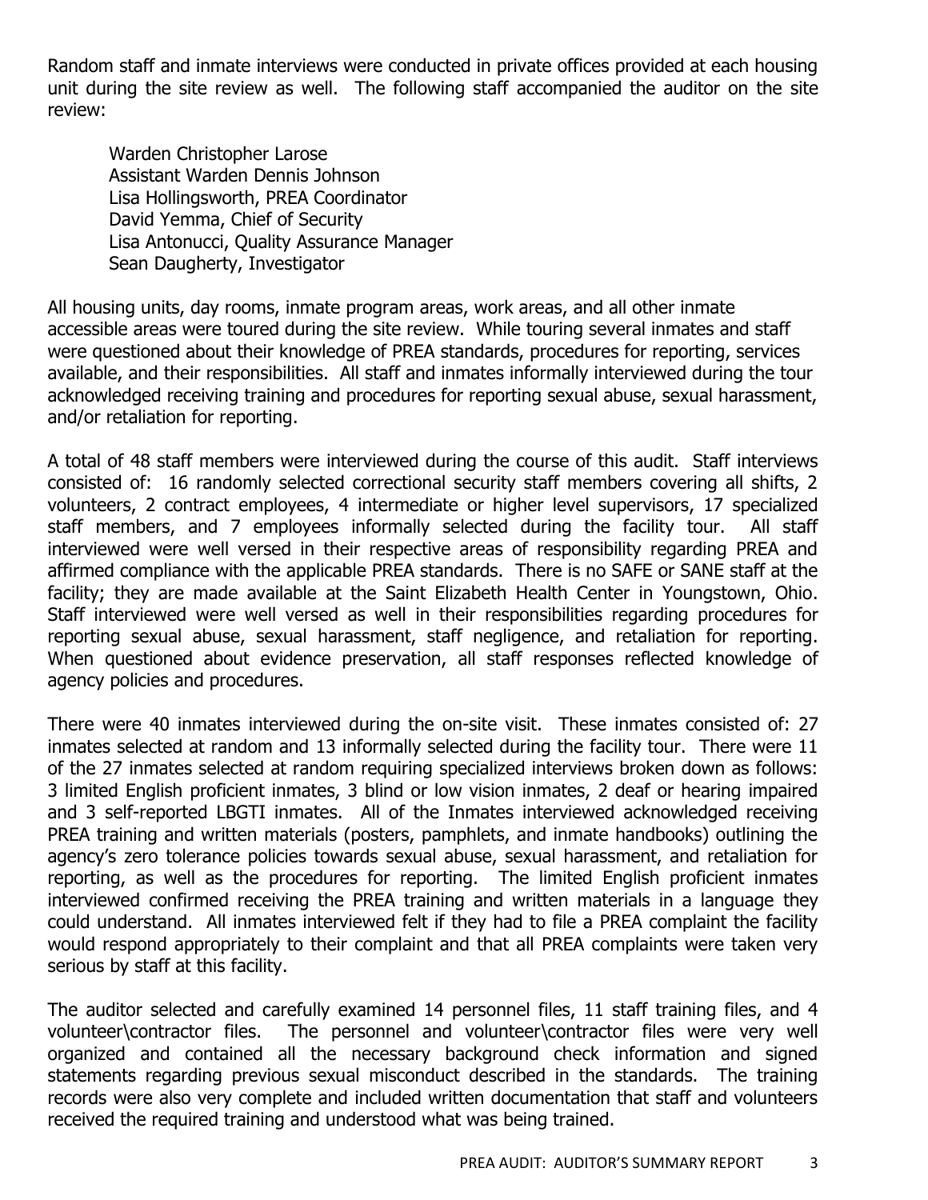Random staff and inmate interviews were conducted in private offices provided at each housing unit during the site review as well. The following staff accompanied the auditor on the site review:

Warden Christopher Larose
Assistant Warden Dennis Johnson
Lisa Hollingsworth, PREA Coordinator
David Yemma, Chief of Security
Lisa Antonucci, Quality Assurance Manager
Sean Daugherty, Investigator

All housing units, day rooms, inmate program areas, work areas, and all other inmate accessible areas were toured during the site review. While touring several inmates and staff were questioned about their knowledge of PREA standards, procedures for reporting, services available, and their responsibilities. All staff and inmates informally interviewed during the tour acknowledged receiving training and procedures for reporting sexual abuse, sexual harassment, and/or retaliation for reporting.

A total of 48 staff members were interviewed during the course of this audit. Staff interviews consisted of: 16 randomly selected correctional security staff members covering all shifts, 2 volunteers, 2 contract employees, 4 intermediate or higher level supervisors, 17 specialized staff members, and 7 employees informally selected during the facility tour. All staff interviewed were well versed in their respective areas of responsibility regarding PREA and affirmed compliance with the applicable PREA standards. There is no SAFE or SANE staff at the facility; they are made available at the Saint Elizabeth Health Center in Youngstown, Ohio. Staff interviewed were well versed as well in their responsibilities regarding procedures for reporting sexual abuse, sexual harassment, staff negligence, and retaliation for reporting. When questioned about evidence preservation, all staff responses reflected knowledge of agency policies and procedures.

There were 40 inmates interviewed during the on-site visit. These inmates consisted of: 27 inmates selected at random and 13 informally selected during the facility tour. There were 11 of the 27 inmates selected at random requiring specialized interviews broken down as follows: 3 limited English proficient inmates, 3 blind or low vision inmates, 2 deaf or hearing impaired and 3 self-reported LBGTI inmates. All of the Inmates interviewed acknowledged receiving PREA training and written materials (posters, pamphlets, and inmate handbooks) outlining the agency's zero tolerance policies towards sexual abuse, sexual harassment, and retaliation for reporting, as well as the procedures for reporting. The limited English proficient inmates interviewed confirmed receiving the PREA training and written materials in a language they could understand. All inmates interviewed felt if they had to file a PREA complaint the facility would respond appropriately to their complaint and that all PREA complaints were taken very serious by staff at this facility.

The auditor selected and carefully examined 14 personnel files, 11 staff training files, and 4 volunteer\contractor files. The personnel and volunteer\contractor files were very well organized and contained all the necessary background check information and signed statements regarding previous sexual misconduct described in the standards. The training records were also very complete and included written documentation that staff and volunteers received the required training and understood what was being trained.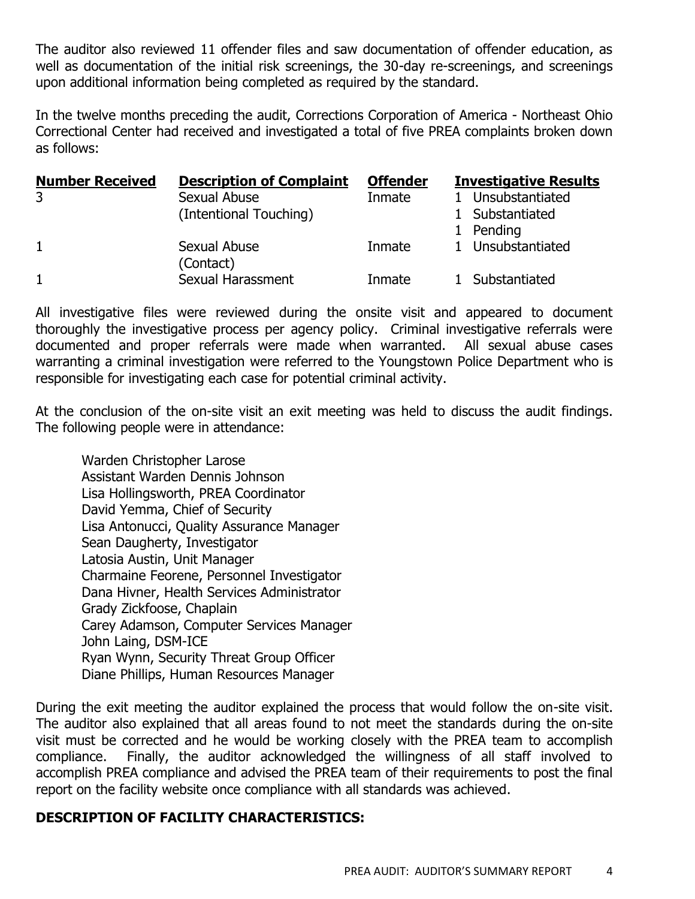The auditor also reviewed 11 offender files and saw documentation of offender education, as well as documentation of the initial risk screenings, the 30-day re-screenings, and screenings upon additional information being completed as required by the standard.

In the twelve months preceding the audit, Corrections Corporation of America - Northeast Ohio Correctional Center had received and investigated a total of five PREA complaints broken down as follows:

| Number Received | Description of Complaint | Offender | Investigative Results |
|---|---|---|---|
| 3 | Sexual Abuse (Intentional Touching) | Inmate | 1 Unsubstantiated<br>1 Substantiated<br>1 Pending |
| 1 | Sexual Abuse (Contact) | Inmate | 1 Unsubstantiated |
| 1 | Sexual Harassment | Inmate | 1 Substantiated |

All investigative files were reviewed during the onsite visit and appeared to document thoroughly the investigative process per agency policy. Criminal investigative referrals were documented and proper referrals were made when warranted. All sexual abuse cases warranting a criminal investigation were referred to the Youngstown Police Department who is responsible for investigating each case for potential criminal activity.

At the conclusion of the on-site visit an exit meeting was held to discuss the audit findings. The following people were in attendance:

Warden Christopher Larose
Assistant Warden Dennis Johnson
Lisa Hollingsworth, PREA Coordinator
David Yemma, Chief of Security
Lisa Antonucci, Quality Assurance Manager
Sean Daugherty, Investigator
Latosia Austin, Unit Manager
Charmaine Feorene, Personnel Investigator
Dana Hivner, Health Services Administrator
Grady Zickfoose, Chaplain
Carey Adamson, Computer Services Manager
John Laing, DSM-ICE
Ryan Wynn, Security Threat Group Officer
Diane Phillips, Human Resources Manager

During the exit meeting the auditor explained the process that would follow the on-site visit. The auditor also explained that all areas found to not meet the standards during the on-site visit must be corrected and he would be working closely with the PREA team to accomplish compliance. Finally, the auditor acknowledged the willingness of all staff involved to accomplish PREA compliance and advised the PREA team of their requirements to post the final report on the facility website once compliance with all standards was achieved.

## DESCRIPTION OF FACILITY CHARACTERISTICS: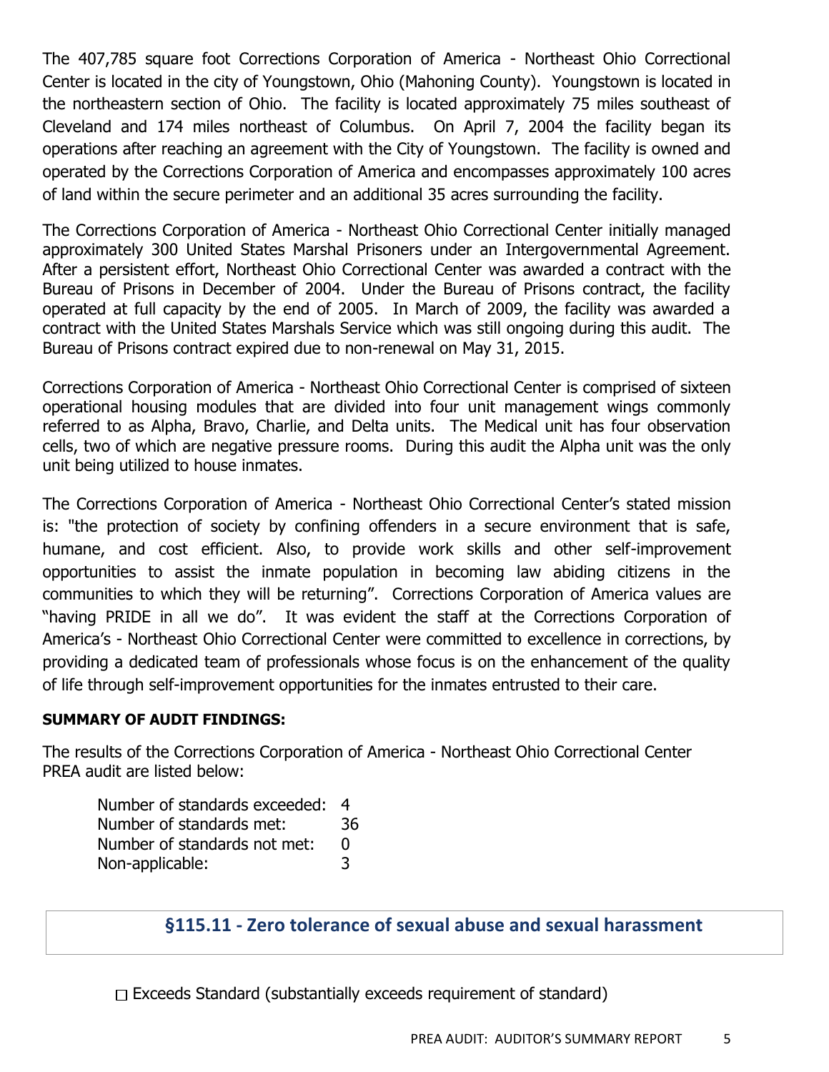The 407,785 square foot Corrections Corporation of America - Northeast Ohio Correctional Center is located in the city of Youngstown, Ohio (Mahoning County). Youngstown is located in the northeastern section of Ohio. The facility is located approximately 75 miles southeast of Cleveland and 174 miles northeast of Columbus. On April 7, 2004 the facility began its operations after reaching an agreement with the City of Youngstown. The facility is owned and operated by the Corrections Corporation of America and encompasses approximately 100 acres of land within the secure perimeter and an additional 35 acres surrounding the facility.

The Corrections Corporation of America - Northeast Ohio Correctional Center initially managed approximately 300 United States Marshal Prisoners under an Intergovernmental Agreement. After a persistent effort, Northeast Ohio Correctional Center was awarded a contract with the Bureau of Prisons in December of 2004. Under the Bureau of Prisons contract, the facility operated at full capacity by the end of 2005. In March of 2009, the facility was awarded a contract with the United States Marshals Service which was still ongoing during this audit. The Bureau of Prisons contract expired due to non-renewal on May 31, 2015.

Corrections Corporation of America - Northeast Ohio Correctional Center is comprised of sixteen operational housing modules that are divided into four unit management wings commonly referred to as Alpha, Bravo, Charlie, and Delta units. The Medical unit has four observation cells, two of which are negative pressure rooms. During this audit the Alpha unit was the only unit being utilized to house inmates.

The Corrections Corporation of America - Northeast Ohio Correctional Center's stated mission is: "the protection of society by confining offenders in a secure environment that is safe, humane, and cost efficient. Also, to provide work skills and other self-improvement opportunities to assist the inmate population in becoming law abiding citizens in the communities to which they will be returning". Corrections Corporation of America values are "having PRIDE in all we do". It was evident the staff at the Corrections Corporation of America's - Northeast Ohio Correctional Center were committed to excellence in corrections, by providing a dedicated team of professionals whose focus is on the enhancement of the quality of life through self-improvement opportunities for the inmates entrusted to their care.

**SUMMARY OF AUDIT FINDINGS:**

The results of the Corrections Corporation of America - Northeast Ohio Correctional Center PREA audit are listed below:

| | |
|---|---|
| Number of standards exceeded: | 4 |
| Number of standards met: | 36 |
| Number of standards not met: | 0 |
| Non-applicable: | 3 |

## §115.11 - Zero tolerance of sexual abuse and sexual harassment

☐ Exceeds Standard (substantially exceeds requirement of standard)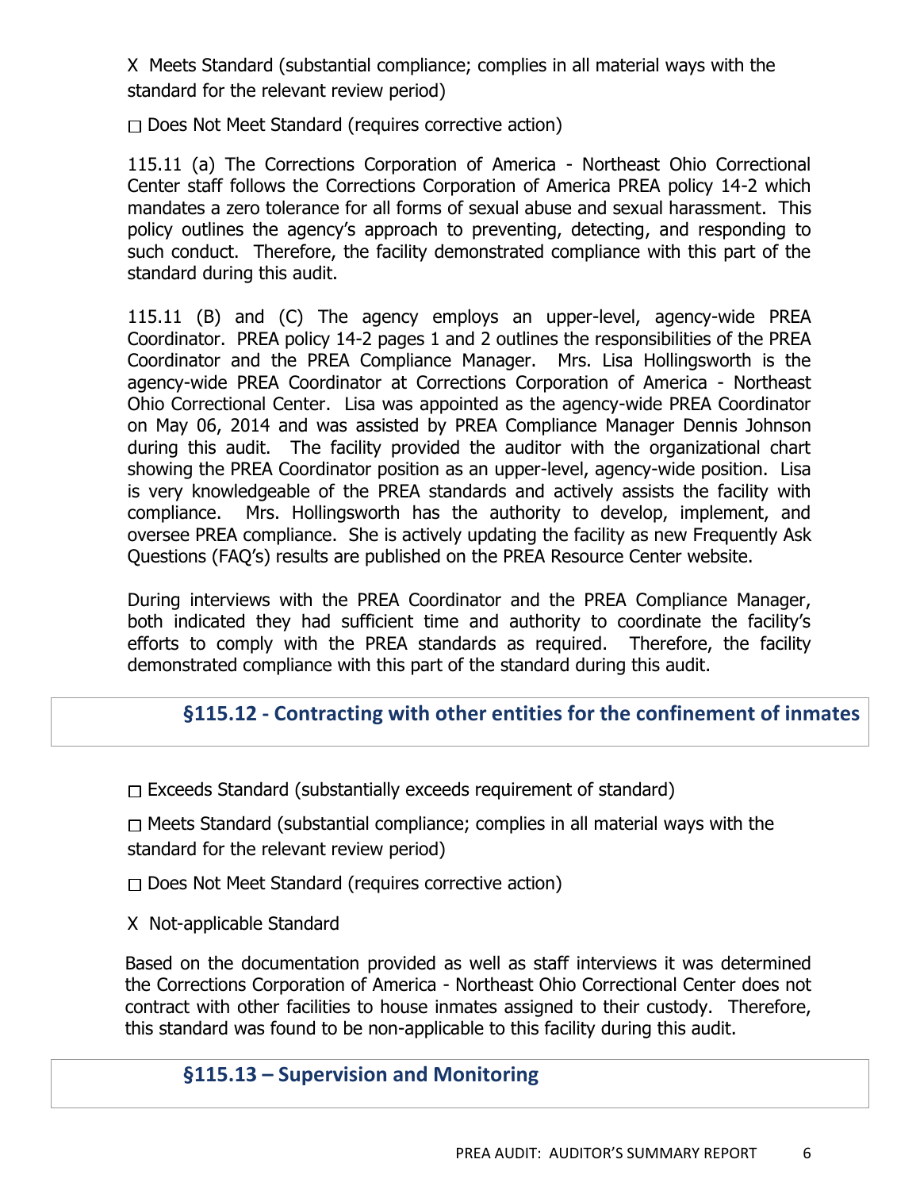X Meets Standard (substantial compliance; complies in all material ways with the standard for the relevant review period)

☐ Does Not Meet Standard (requires corrective action)

115.11 (a) The Corrections Corporation of America - Northeast Ohio Correctional Center staff follows the Corrections Corporation of America PREA policy 14-2 which mandates a zero tolerance for all forms of sexual abuse and sexual harassment. This policy outlines the agency's approach to preventing, detecting, and responding to such conduct. Therefore, the facility demonstrated compliance with this part of the standard during this audit.

115.11 (B) and (C) The agency employs an upper-level, agency-wide PREA Coordinator. PREA policy 14-2 pages 1 and 2 outlines the responsibilities of the PREA Coordinator and the PREA Compliance Manager. Mrs. Lisa Hollingsworth is the agency-wide PREA Coordinator at Corrections Corporation of America - Northeast Ohio Correctional Center. Lisa was appointed as the agency-wide PREA Coordinator on May 06, 2014 and was assisted by PREA Compliance Manager Dennis Johnson during this audit. The facility provided the auditor with the organizational chart showing the PREA Coordinator position as an upper-level, agency-wide position. Lisa is very knowledgeable of the PREA standards and actively assists the facility with compliance. Mrs. Hollingsworth has the authority to develop, implement, and oversee PREA compliance. She is actively updating the facility as new Frequently Ask Questions (FAQ's) results are published on the PREA Resource Center website.

During interviews with the PREA Coordinator and the PREA Compliance Manager, both indicated they had sufficient time and authority to coordinate the facility's efforts to comply with the PREA standards as required. Therefore, the facility demonstrated compliance with this part of the standard during this audit.

## §115.12 - Contracting with other entities for the confinement of inmates

☐ Exceeds Standard (substantially exceeds requirement of standard)

☐ Meets Standard (substantial compliance; complies in all material ways with the standard for the relevant review period)

☐ Does Not Meet Standard (requires corrective action)

X Not-applicable Standard

Based on the documentation provided as well as staff interviews it was determined the Corrections Corporation of America - Northeast Ohio Correctional Center does not contract with other facilities to house inmates assigned to their custody. Therefore, this standard was found to be non-applicable to this facility during this audit.

## §115.13 – Supervision and Monitoring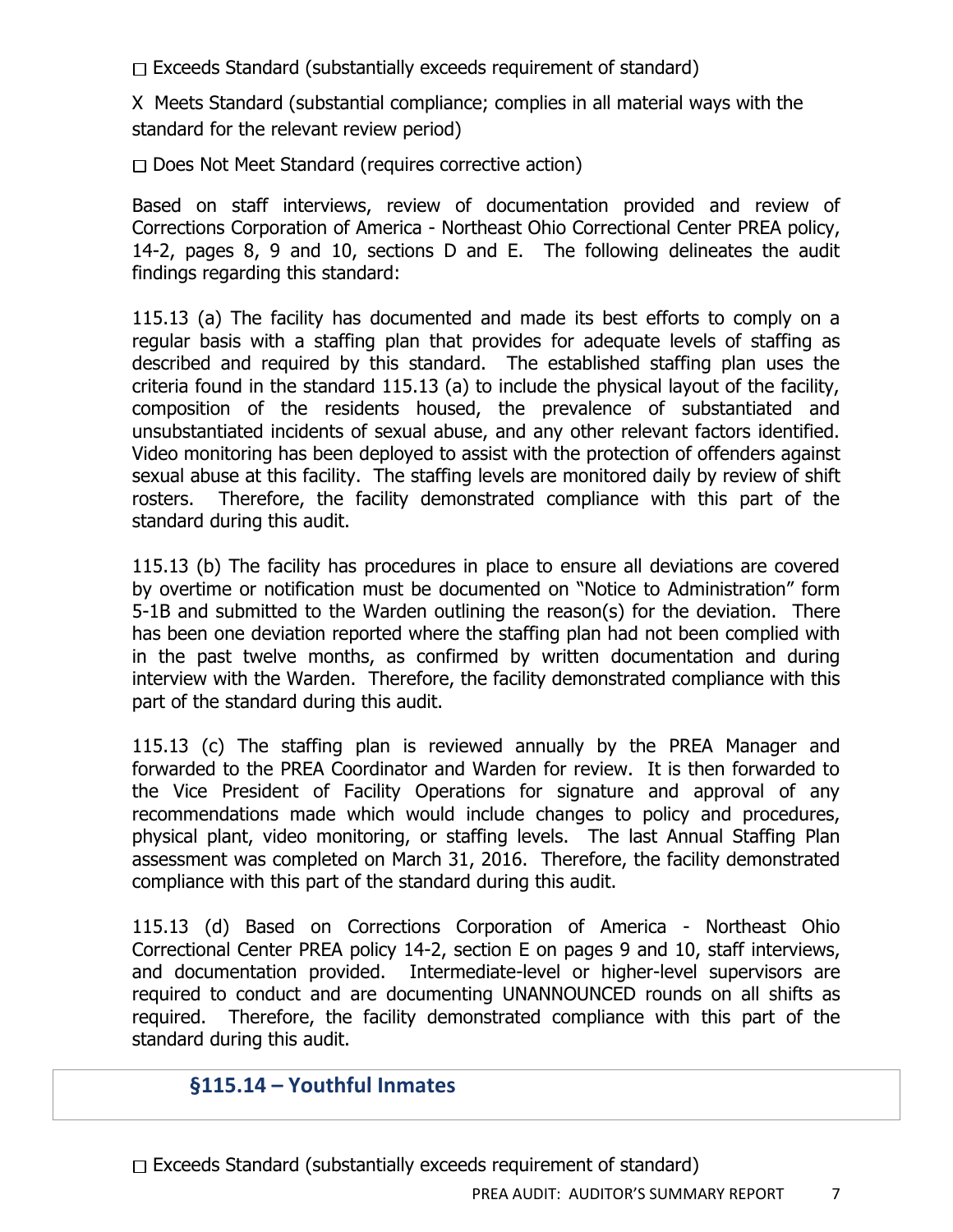☐ Exceeds Standard (substantially exceeds requirement of standard)

X Meets Standard (substantial compliance; complies in all material ways with the standard for the relevant review period)

☐ Does Not Meet Standard (requires corrective action)

Based on staff interviews, review of documentation provided and review of Corrections Corporation of America - Northeast Ohio Correctional Center PREA policy, 14-2, pages 8, 9 and 10, sections D and E. The following delineates the audit findings regarding this standard:

115.13 (a) The facility has documented and made its best efforts to comply on a regular basis with a staffing plan that provides for adequate levels of staffing as described and required by this standard. The established staffing plan uses the criteria found in the standard 115.13 (a) to include the physical layout of the facility, composition of the residents housed, the prevalence of substantiated and unsubstantiated incidents of sexual abuse, and any other relevant factors identified. Video monitoring has been deployed to assist with the protection of offenders against sexual abuse at this facility. The staffing levels are monitored daily by review of shift rosters. Therefore, the facility demonstrated compliance with this part of the standard during this audit.

115.13 (b) The facility has procedures in place to ensure all deviations are covered by overtime or notification must be documented on "Notice to Administration" form 5-1B and submitted to the Warden outlining the reason(s) for the deviation. There has been one deviation reported where the staffing plan had not been complied with in the past twelve months, as confirmed by written documentation and during interview with the Warden. Therefore, the facility demonstrated compliance with this part of the standard during this audit.

115.13 (c) The staffing plan is reviewed annually by the PREA Manager and forwarded to the PREA Coordinator and Warden for review. It is then forwarded to the Vice President of Facility Operations for signature and approval of any recommendations made which would include changes to policy and procedures, physical plant, video monitoring, or staffing levels. The last Annual Staffing Plan assessment was completed on March 31, 2016. Therefore, the facility demonstrated compliance with this part of the standard during this audit.

115.13 (d) Based on Corrections Corporation of America - Northeast Ohio Correctional Center PREA policy 14-2, section E on pages 9 and 10, staff interviews, and documentation provided. Intermediate-level or higher-level supervisors are required to conduct and are documenting UNANNOUNCED rounds on all shifts as required. Therefore, the facility demonstrated compliance with this part of the standard during this audit.

## §115.14 – Youthful Inmates

☐ Exceeds Standard (substantially exceeds requirement of standard)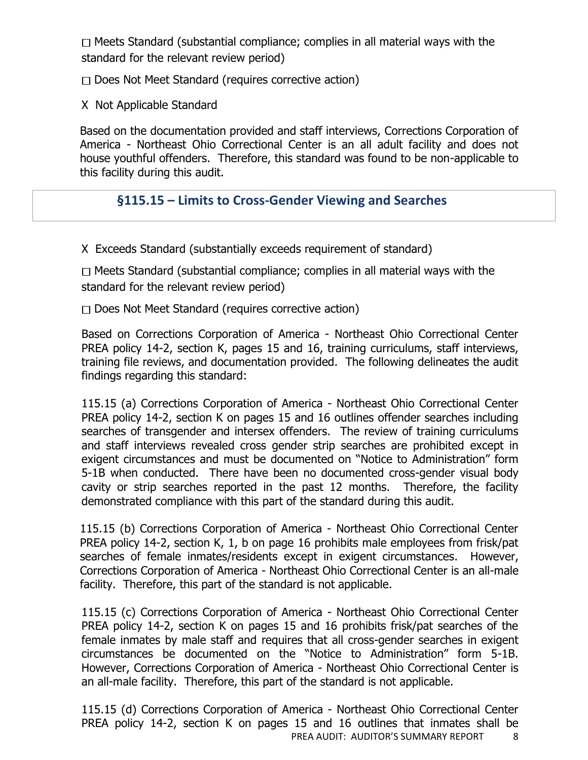☐ Meets Standard (substantial compliance; complies in all material ways with the standard for the relevant review period)

☐ Does Not Meet Standard (requires corrective action)

X Not Applicable Standard

Based on the documentation provided and staff interviews, Corrections Corporation of America - Northeast Ohio Correctional Center is an all adult facility and does not house youthful offenders. Therefore, this standard was found to be non-applicable to this facility during this audit.

## §115.15 – Limits to Cross-Gender Viewing and Searches

X Exceeds Standard (substantially exceeds requirement of standard)

☐ Meets Standard (substantial compliance; complies in all material ways with the standard for the relevant review period)

☐ Does Not Meet Standard (requires corrective action)

Based on Corrections Corporation of America - Northeast Ohio Correctional Center PREA policy 14-2, section K, pages 15 and 16, training curriculums, staff interviews, training file reviews, and documentation provided. The following delineates the audit findings regarding this standard:

115.15 (a) Corrections Corporation of America - Northeast Ohio Correctional Center PREA policy 14-2, section K on pages 15 and 16 outlines offender searches including searches of transgender and intersex offenders. The review of training curriculums and staff interviews revealed cross gender strip searches are prohibited except in exigent circumstances and must be documented on "Notice to Administration" form 5-1B when conducted. There have been no documented cross-gender visual body cavity or strip searches reported in the past 12 months. Therefore, the facility demonstrated compliance with this part of the standard during this audit.

115.15 (b) Corrections Corporation of America - Northeast Ohio Correctional Center PREA policy 14-2, section K, 1, b on page 16 prohibits male employees from frisk/pat searches of female inmates/residents except in exigent circumstances. However, Corrections Corporation of America - Northeast Ohio Correctional Center is an all-male facility. Therefore, this part of the standard is not applicable.

115.15 (c) Corrections Corporation of America - Northeast Ohio Correctional Center PREA policy 14-2, section K on pages 15 and 16 prohibits frisk/pat searches of the female inmates by male staff and requires that all cross-gender searches in exigent circumstances be documented on the "Notice to Administration" form 5-1B. However, Corrections Corporation of America - Northeast Ohio Correctional Center is an all-male facility. Therefore, this part of the standard is not applicable.

115.15 (d) Corrections Corporation of America - Northeast Ohio Correctional Center PREA policy 14-2, section K on pages 15 and 16 outlines that inmates shall be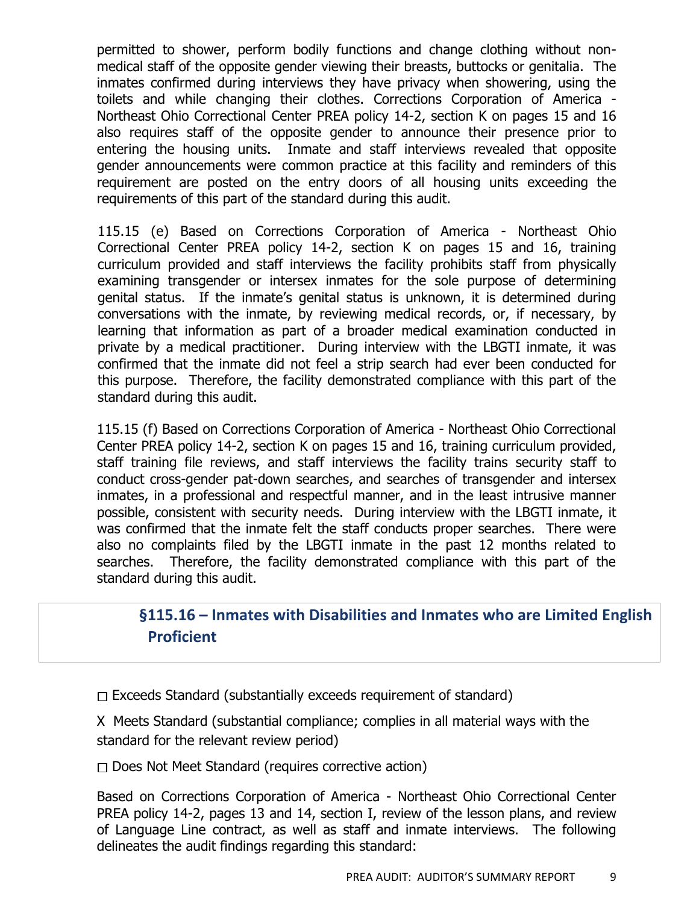permitted to shower, perform bodily functions and change clothing without non-medical staff of the opposite gender viewing their breasts, buttocks or genitalia. The inmates confirmed during interviews they have privacy when showering, using the toilets and while changing their clothes. Corrections Corporation of America - Northeast Ohio Correctional Center PREA policy 14-2, section K on pages 15 and 16 also requires staff of the opposite gender to announce their presence prior to entering the housing units. Inmate and staff interviews revealed that opposite gender announcements were common practice at this facility and reminders of this requirement are posted on the entry doors of all housing units exceeding the requirements of this part of the standard during this audit.

115.15 (e) Based on Corrections Corporation of America - Northeast Ohio Correctional Center PREA policy 14-2, section K on pages 15 and 16, training curriculum provided and staff interviews the facility prohibits staff from physically examining transgender or intersex inmates for the sole purpose of determining genital status. If the inmate's genital status is unknown, it is determined during conversations with the inmate, by reviewing medical records, or, if necessary, by learning that information as part of a broader medical examination conducted in private by a medical practitioner. During interview with the LBGTI inmate, it was confirmed that the inmate did not feel a strip search had ever been conducted for this purpose. Therefore, the facility demonstrated compliance with this part of the standard during this audit.

115.15 (f) Based on Corrections Corporation of America - Northeast Ohio Correctional Center PREA policy 14-2, section K on pages 15 and 16, training curriculum provided, staff training file reviews, and staff interviews the facility trains security staff to conduct cross-gender pat-down searches, and searches of transgender and intersex inmates, in a professional and respectful manner, and in the least intrusive manner possible, consistent with security needs. During interview with the LBGTI inmate, it was confirmed that the inmate felt the staff conducts proper searches. There were also no complaints filed by the LBGTI inmate in the past 12 months related to searches. Therefore, the facility demonstrated compliance with this part of the standard during this audit.

## §115.16 – Inmates with Disabilities and Inmates who are Limited English Proficient

☐ Exceeds Standard (substantially exceeds requirement of standard)

X Meets Standard (substantial compliance; complies in all material ways with the standard for the relevant review period)

☐ Does Not Meet Standard (requires corrective action)

Based on Corrections Corporation of America - Northeast Ohio Correctional Center PREA policy 14-2, pages 13 and 14, section I, review of the lesson plans, and review of Language Line contract, as well as staff and inmate interviews. The following delineates the audit findings regarding this standard: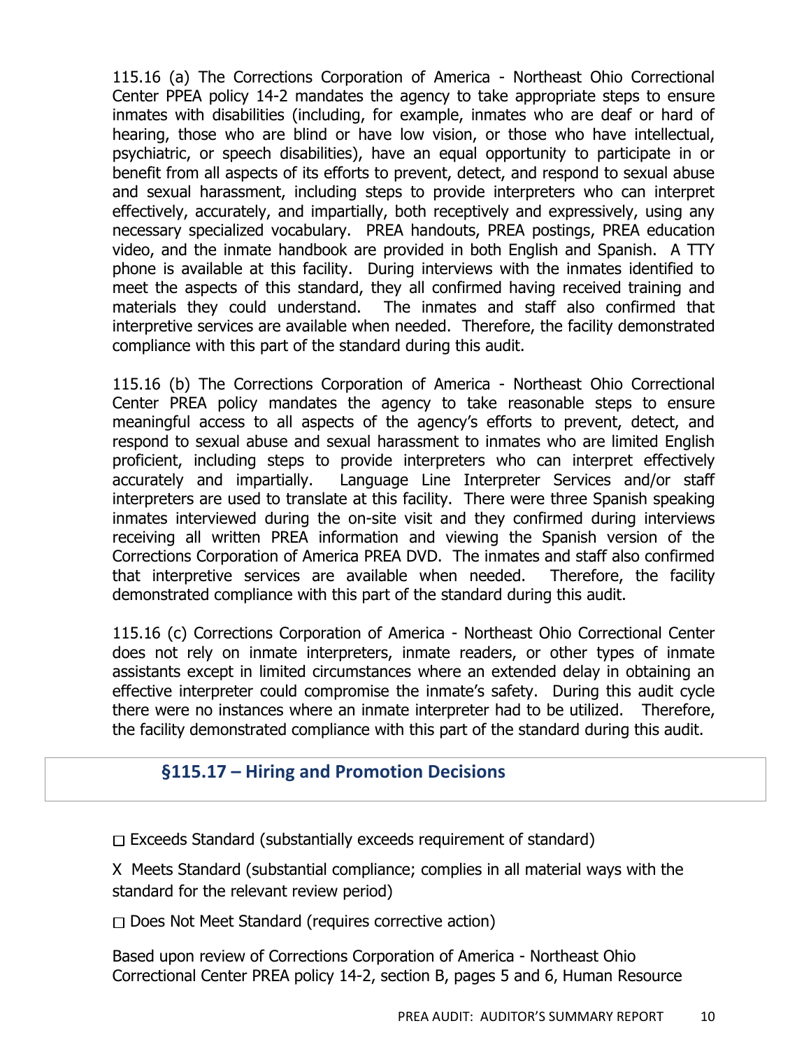115.16 (a) The Corrections Corporation of America - Northeast Ohio Correctional Center PPEA policy 14-2 mandates the agency to take appropriate steps to ensure inmates with disabilities (including, for example, inmates who are deaf or hard of hearing, those who are blind or have low vision, or those who have intellectual, psychiatric, or speech disabilities), have an equal opportunity to participate in or benefit from all aspects of its efforts to prevent, detect, and respond to sexual abuse and sexual harassment, including steps to provide interpreters who can interpret effectively, accurately, and impartially, both receptively and expressively, using any necessary specialized vocabulary. PREA handouts, PREA postings, PREA education video, and the inmate handbook are provided in both English and Spanish. A TTY phone is available at this facility. During interviews with the inmates identified to meet the aspects of this standard, they all confirmed having received training and materials they could understand. The inmates and staff also confirmed that interpretive services are available when needed. Therefore, the facility demonstrated compliance with this part of the standard during this audit.

115.16 (b) The Corrections Corporation of America - Northeast Ohio Correctional Center PREA policy mandates the agency to take reasonable steps to ensure meaningful access to all aspects of the agency's efforts to prevent, detect, and respond to sexual abuse and sexual harassment to inmates who are limited English proficient, including steps to provide interpreters who can interpret effectively accurately and impartially. Language Line Interpreter Services and/or staff interpreters are used to translate at this facility. There were three Spanish speaking inmates interviewed during the on-site visit and they confirmed during interviews receiving all written PREA information and viewing the Spanish version of the Corrections Corporation of America PREA DVD. The inmates and staff also confirmed that interpretive services are available when needed. Therefore, the facility demonstrated compliance with this part of the standard during this audit.

115.16 (c) Corrections Corporation of America - Northeast Ohio Correctional Center does not rely on inmate interpreters, inmate readers, or other types of inmate assistants except in limited circumstances where an extended delay in obtaining an effective interpreter could compromise the inmate's safety. During this audit cycle there were no instances where an inmate interpreter had to be utilized. Therefore, the facility demonstrated compliance with this part of the standard during this audit.

## §115.17 – Hiring and Promotion Decisions

☐ Exceeds Standard (substantially exceeds requirement of standard)

X Meets Standard (substantial compliance; complies in all material ways with the standard for the relevant review period)

☐ Does Not Meet Standard (requires corrective action)

Based upon review of Corrections Corporation of America - Northeast Ohio Correctional Center PREA policy 14-2, section B, pages 5 and 6, Human Resource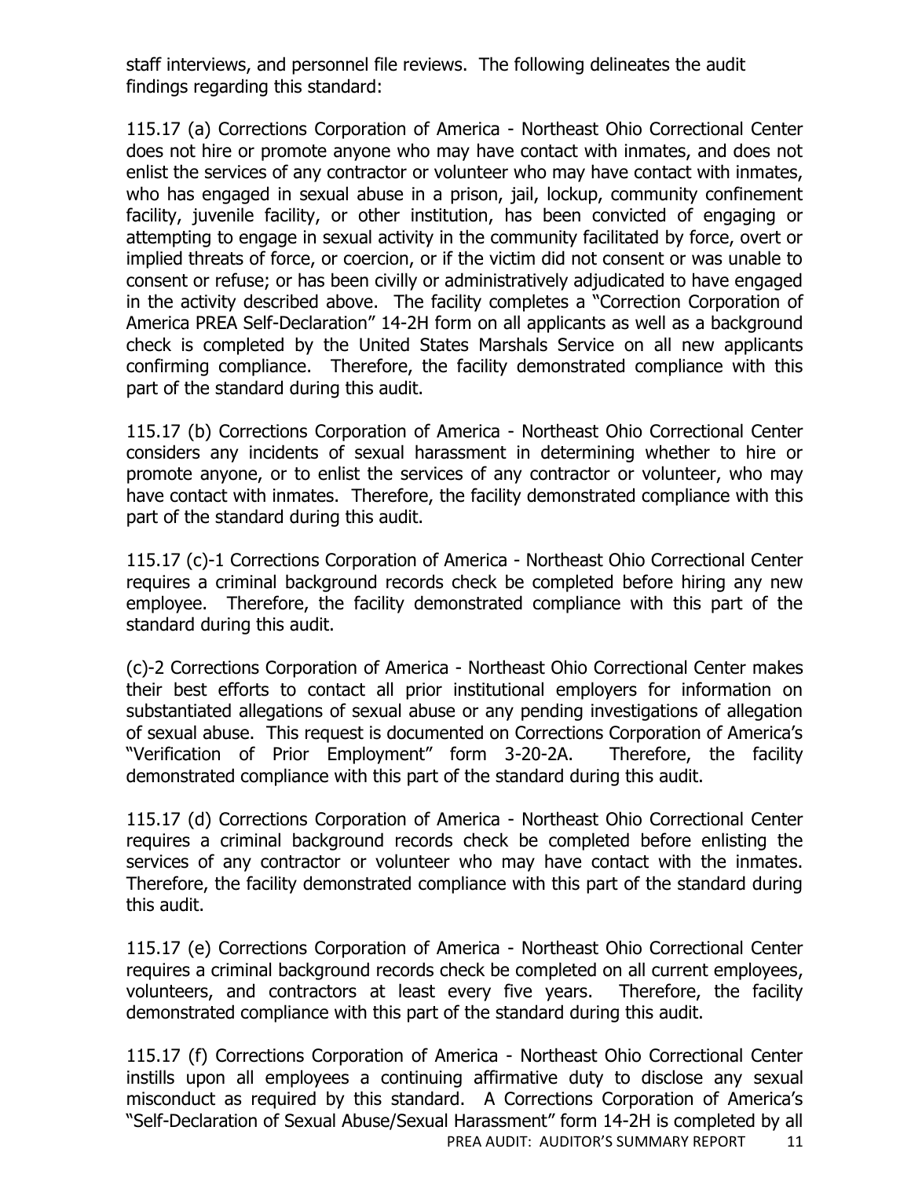staff interviews, and personnel file reviews. The following delineates the audit findings regarding this standard:

115.17 (a) Corrections Corporation of America - Northeast Ohio Correctional Center does not hire or promote anyone who may have contact with inmates, and does not enlist the services of any contractor or volunteer who may have contact with inmates, who has engaged in sexual abuse in a prison, jail, lockup, community confinement facility, juvenile facility, or other institution, has been convicted of engaging or attempting to engage in sexual activity in the community facilitated by force, overt or implied threats of force, or coercion, or if the victim did not consent or was unable to consent or refuse; or has been civilly or administratively adjudicated to have engaged in the activity described above. The facility completes a "Correction Corporation of America PREA Self-Declaration" 14-2H form on all applicants as well as a background check is completed by the United States Marshals Service on all new applicants confirming compliance. Therefore, the facility demonstrated compliance with this part of the standard during this audit.

115.17 (b) Corrections Corporation of America - Northeast Ohio Correctional Center considers any incidents of sexual harassment in determining whether to hire or promote anyone, or to enlist the services of any contractor or volunteer, who may have contact with inmates. Therefore, the facility demonstrated compliance with this part of the standard during this audit.

115.17 (c)-1 Corrections Corporation of America - Northeast Ohio Correctional Center requires a criminal background records check be completed before hiring any new employee. Therefore, the facility demonstrated compliance with this part of the standard during this audit.

(c)-2 Corrections Corporation of America - Northeast Ohio Correctional Center makes their best efforts to contact all prior institutional employers for information on substantiated allegations of sexual abuse or any pending investigations of allegation of sexual abuse. This request is documented on Corrections Corporation of America's "Verification of Prior Employment" form 3-20-2A. Therefore, the facility demonstrated compliance with this part of the standard during this audit.

115.17 (d) Corrections Corporation of America - Northeast Ohio Correctional Center requires a criminal background records check be completed before enlisting the services of any contractor or volunteer who may have contact with the inmates. Therefore, the facility demonstrated compliance with this part of the standard during this audit.

115.17 (e) Corrections Corporation of America - Northeast Ohio Correctional Center requires a criminal background records check be completed on all current employees, volunteers, and contractors at least every five years. Therefore, the facility demonstrated compliance with this part of the standard during this audit.

115.17 (f) Corrections Corporation of America - Northeast Ohio Correctional Center instills upon all employees a continuing affirmative duty to disclose any sexual misconduct as required by this standard. A Corrections Corporation of America's "Self-Declaration of Sexual Abuse/Sexual Harassment" form 14-2H is completed by all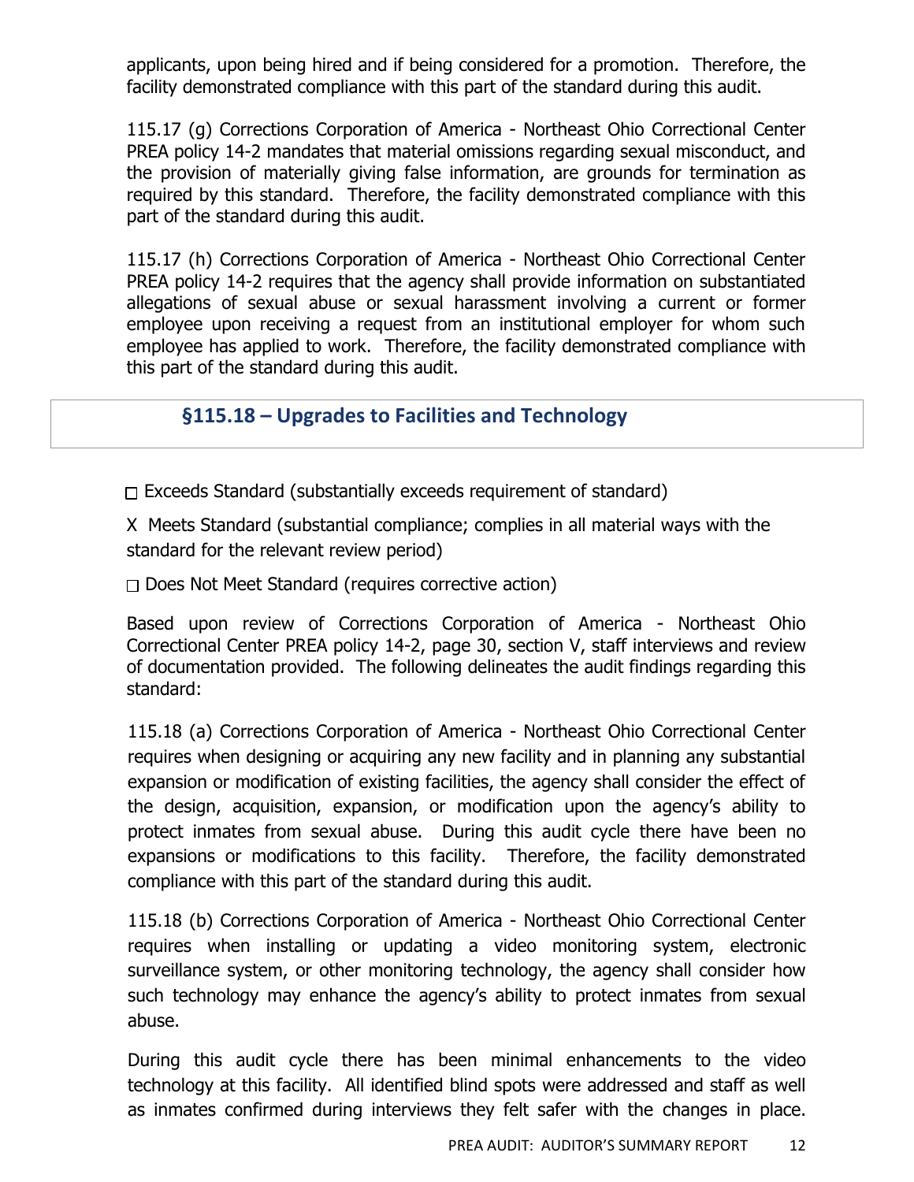applicants, upon being hired and if being considered for a promotion. Therefore, the facility demonstrated compliance with this part of the standard during this audit.

115.17 (g) Corrections Corporation of America - Northeast Ohio Correctional Center PREA policy 14-2 mandates that material omissions regarding sexual misconduct, and the provision of materially giving false information, are grounds for termination as required by this standard. Therefore, the facility demonstrated compliance with this part of the standard during this audit.

115.17 (h) Corrections Corporation of America - Northeast Ohio Correctional Center PREA policy 14-2 requires that the agency shall provide information on substantiated allegations of sexual abuse or sexual harassment involving a current or former employee upon receiving a request from an institutional employer for whom such employee has applied to work. Therefore, the facility demonstrated compliance with this part of the standard during this audit.

## §115.18 – Upgrades to Facilities and Technology

☐ Exceeds Standard (substantially exceeds requirement of standard)

X Meets Standard (substantial compliance; complies in all material ways with the standard for the relevant review period)

☐ Does Not Meet Standard (requires corrective action)

Based upon review of Corrections Corporation of America - Northeast Ohio Correctional Center PREA policy 14-2, page 30, section V, staff interviews and review of documentation provided. The following delineates the audit findings regarding this standard:

115.18 (a) Corrections Corporation of America - Northeast Ohio Correctional Center requires when designing or acquiring any new facility and in planning any substantial expansion or modification of existing facilities, the agency shall consider the effect of the design, acquisition, expansion, or modification upon the agency's ability to protect inmates from sexual abuse. During this audit cycle there have been no expansions or modifications to this facility. Therefore, the facility demonstrated compliance with this part of the standard during this audit.

115.18 (b) Corrections Corporation of America - Northeast Ohio Correctional Center requires when installing or updating a video monitoring system, electronic surveillance system, or other monitoring technology, the agency shall consider how such technology may enhance the agency's ability to protect inmates from sexual abuse.

During this audit cycle there has been minimal enhancements to the video technology at this facility. All identified blind spots were addressed and staff as well as inmates confirmed during interviews they felt safer with the changes in place.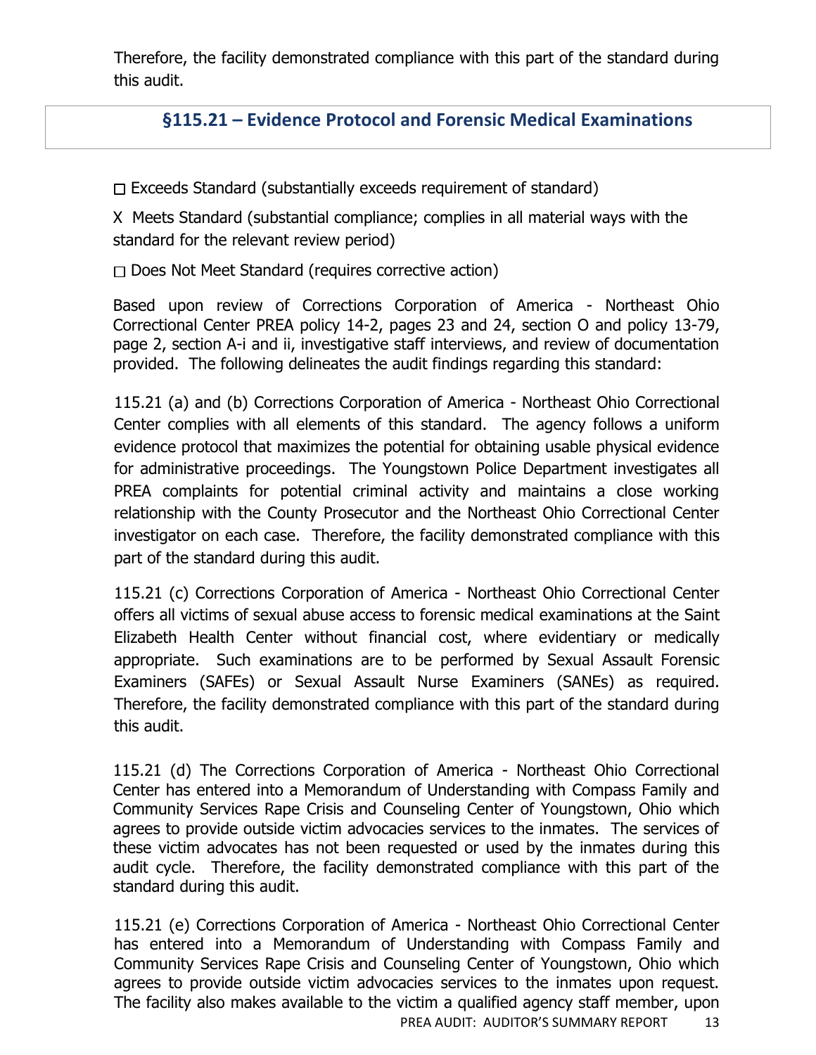Therefore, the facility demonstrated compliance with this part of the standard during this audit.

## §115.21 – Evidence Protocol and Forensic Medical Examinations

☐ Exceeds Standard (substantially exceeds requirement of standard)

X Meets Standard (substantial compliance; complies in all material ways with the standard for the relevant review period)

☐ Does Not Meet Standard (requires corrective action)

Based upon review of Corrections Corporation of America - Northeast Ohio Correctional Center PREA policy 14-2, pages 23 and 24, section O and policy 13-79, page 2, section A-i and ii, investigative staff interviews, and review of documentation provided. The following delineates the audit findings regarding this standard:

115.21 (a) and (b) Corrections Corporation of America - Northeast Ohio Correctional Center complies with all elements of this standard. The agency follows a uniform evidence protocol that maximizes the potential for obtaining usable physical evidence for administrative proceedings. The Youngstown Police Department investigates all PREA complaints for potential criminal activity and maintains a close working relationship with the County Prosecutor and the Northeast Ohio Correctional Center investigator on each case. Therefore, the facility demonstrated compliance with this part of the standard during this audit.

115.21 (c) Corrections Corporation of America - Northeast Ohio Correctional Center offers all victims of sexual abuse access to forensic medical examinations at the Saint Elizabeth Health Center without financial cost, where evidentiary or medically appropriate. Such examinations are to be performed by Sexual Assault Forensic Examiners (SAFEs) or Sexual Assault Nurse Examiners (SANEs) as required. Therefore, the facility demonstrated compliance with this part of the standard during this audit.

115.21 (d) The Corrections Corporation of America - Northeast Ohio Correctional Center has entered into a Memorandum of Understanding with Compass Family and Community Services Rape Crisis and Counseling Center of Youngstown, Ohio which agrees to provide outside victim advocacies services to the inmates. The services of these victim advocates has not been requested or used by the inmates during this audit cycle. Therefore, the facility demonstrated compliance with this part of the standard during this audit.

115.21 (e) Corrections Corporation of America - Northeast Ohio Correctional Center has entered into a Memorandum of Understanding with Compass Family and Community Services Rape Crisis and Counseling Center of Youngstown, Ohio which agrees to provide outside victim advocacies services to the inmates upon request. The facility also makes available to the victim a qualified agency staff member, upon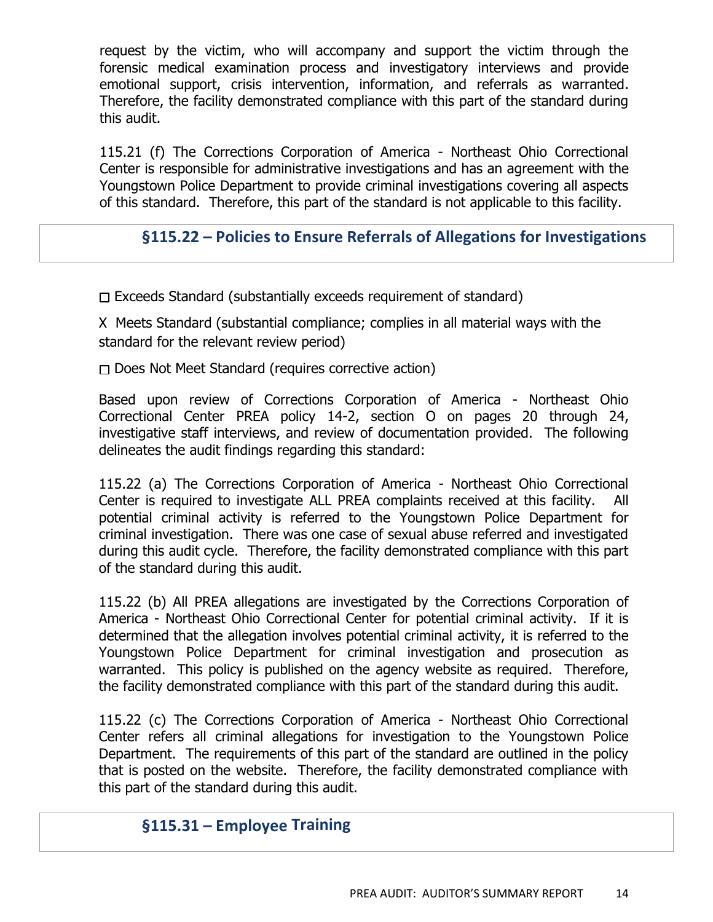request by the victim, who will accompany and support the victim through the forensic medical examination process and investigatory interviews and provide emotional support, crisis intervention, information, and referrals as warranted. Therefore, the facility demonstrated compliance with this part of the standard during this audit.

115.21 (f) The Corrections Corporation of America - Northeast Ohio Correctional Center is responsible for administrative investigations and has an agreement with the Youngstown Police Department to provide criminal investigations covering all aspects of this standard. Therefore, this part of the standard is not applicable to this facility.

## §115.22 – Policies to Ensure Referrals of Allegations for Investigations

☐ Exceeds Standard (substantially exceeds requirement of standard)

X Meets Standard (substantial compliance; complies in all material ways with the standard for the relevant review period)

☐ Does Not Meet Standard (requires corrective action)

Based upon review of Corrections Corporation of America - Northeast Ohio Correctional Center PREA policy 14-2, section O on pages 20 through 24, investigative staff interviews, and review of documentation provided. The following delineates the audit findings regarding this standard:

115.22 (a) The Corrections Corporation of America - Northeast Ohio Correctional Center is required to investigate ALL PREA complaints received at this facility. All potential criminal activity is referred to the Youngstown Police Department for criminal investigation. There was one case of sexual abuse referred and investigated during this audit cycle. Therefore, the facility demonstrated compliance with this part of the standard during this audit.

115.22 (b) All PREA allegations are investigated by the Corrections Corporation of America - Northeast Ohio Correctional Center for potential criminal activity. If it is determined that the allegation involves potential criminal activity, it is referred to the Youngstown Police Department for criminal investigation and prosecution as warranted. This policy is published on the agency website as required. Therefore, the facility demonstrated compliance with this part of the standard during this audit.

115.22 (c) The Corrections Corporation of America - Northeast Ohio Correctional Center refers all criminal allegations for investigation to the Youngstown Police Department. The requirements of this part of the standard are outlined in the policy that is posted on the website. Therefore, the facility demonstrated compliance with this part of the standard during this audit.

## §115.31 – Employee Training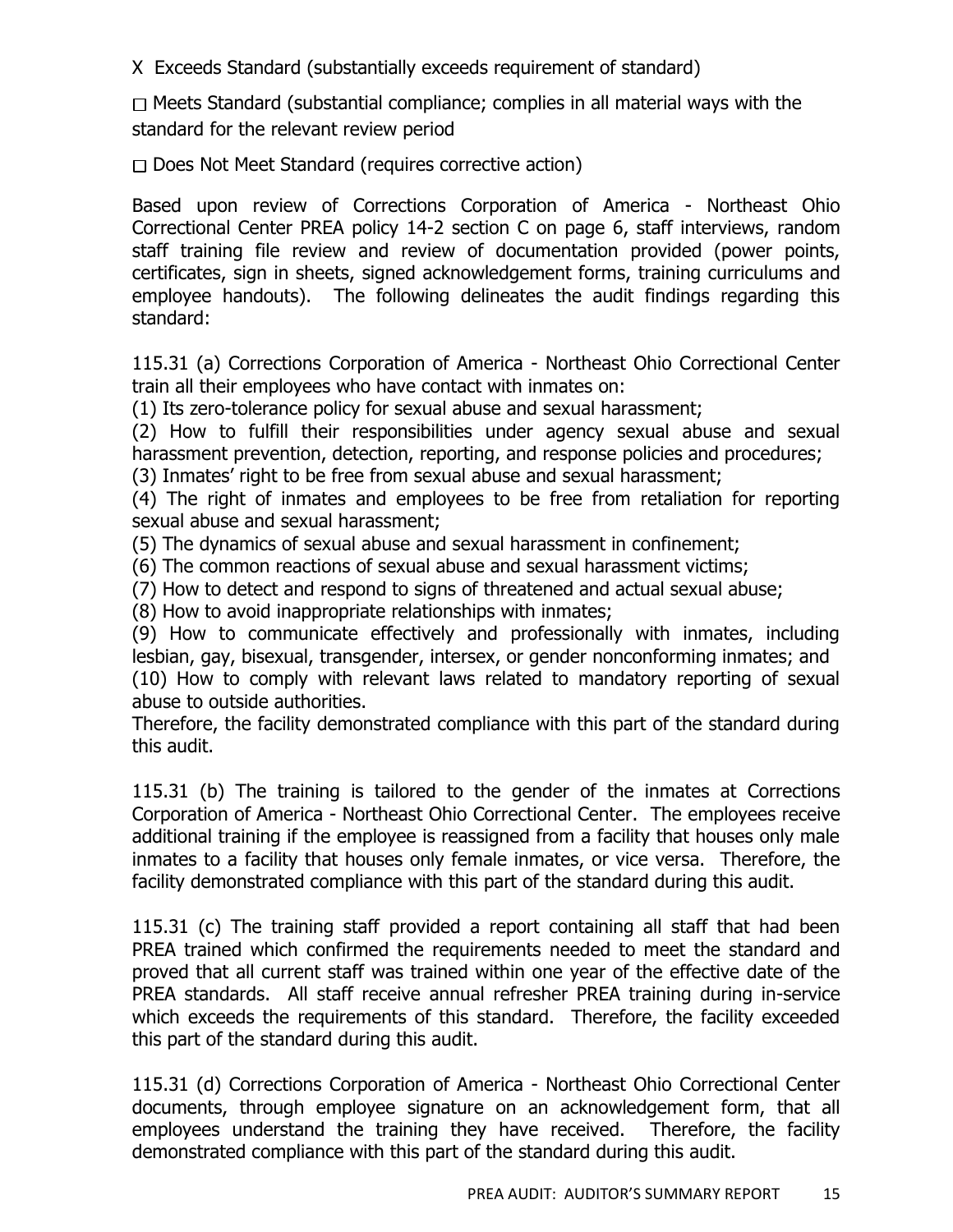X Exceeds Standard (substantially exceeds requirement of standard)

☐ Meets Standard (substantial compliance; complies in all material ways with the standard for the relevant review period

☐ Does Not Meet Standard (requires corrective action)

Based upon review of Corrections Corporation of America - Northeast Ohio Correctional Center PREA policy 14-2 section C on page 6, staff interviews, random staff training file review and review of documentation provided (power points, certificates, sign in sheets, signed acknowledgement forms, training curriculums and employee handouts). The following delineates the audit findings regarding this standard:

115.31 (a) Corrections Corporation of America - Northeast Ohio Correctional Center train all their employees who have contact with inmates on:

(1) Its zero-tolerance policy for sexual abuse and sexual harassment;

(2) How to fulfill their responsibilities under agency sexual abuse and sexual harassment prevention, detection, reporting, and response policies and procedures;

(3) Inmates' right to be free from sexual abuse and sexual harassment;

(4) The right of inmates and employees to be free from retaliation for reporting sexual abuse and sexual harassment;

(5) The dynamics of sexual abuse and sexual harassment in confinement;

(6) The common reactions of sexual abuse and sexual harassment victims;

(7) How to detect and respond to signs of threatened and actual sexual abuse;

(8) How to avoid inappropriate relationships with inmates;

(9) How to communicate effectively and professionally with inmates, including lesbian, gay, bisexual, transgender, intersex, or gender nonconforming inmates; and

(10) How to comply with relevant laws related to mandatory reporting of sexual abuse to outside authorities.

Therefore, the facility demonstrated compliance with this part of the standard during this audit.

115.31 (b) The training is tailored to the gender of the inmates at Corrections Corporation of America - Northeast Ohio Correctional Center. The employees receive additional training if the employee is reassigned from a facility that houses only male inmates to a facility that houses only female inmates, or vice versa. Therefore, the facility demonstrated compliance with this part of the standard during this audit.

115.31 (c) The training staff provided a report containing all staff that had been PREA trained which confirmed the requirements needed to meet the standard and proved that all current staff was trained within one year of the effective date of the PREA standards. All staff receive annual refresher PREA training during in-service which exceeds the requirements of this standard. Therefore, the facility exceeded this part of the standard during this audit.

115.31 (d) Corrections Corporation of America - Northeast Ohio Correctional Center documents, through employee signature on an acknowledgement form, that all employees understand the training they have received. Therefore, the facility demonstrated compliance with this part of the standard during this audit.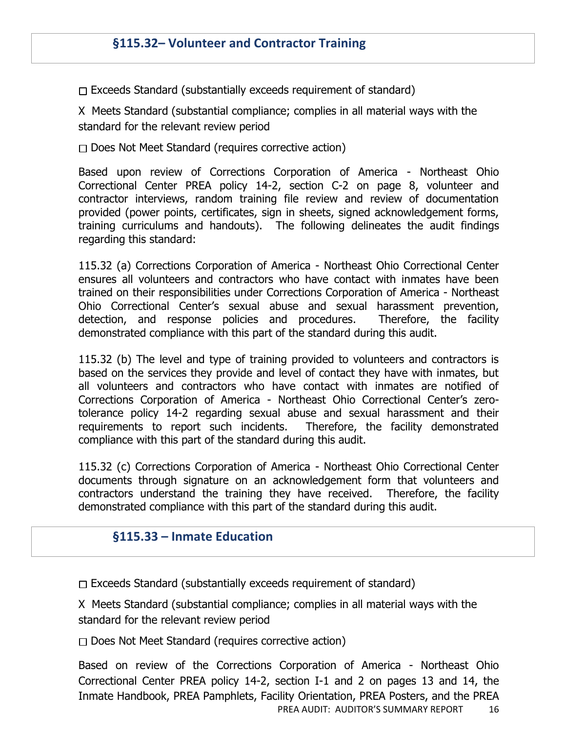## §115.32– Volunteer and Contractor Training

☐ Exceeds Standard (substantially exceeds requirement of standard)

X Meets Standard (substantial compliance; complies in all material ways with the standard for the relevant review period

☐ Does Not Meet Standard (requires corrective action)

Based upon review of Corrections Corporation of America - Northeast Ohio Correctional Center PREA policy 14-2, section C-2 on page 8, volunteer and contractor interviews, random training file review and review of documentation provided (power points, certificates, sign in sheets, signed acknowledgement forms, training curriculums and handouts). The following delineates the audit findings regarding this standard:

115.32 (a) Corrections Corporation of America - Northeast Ohio Correctional Center ensures all volunteers and contractors who have contact with inmates have been trained on their responsibilities under Corrections Corporation of America - Northeast Ohio Correctional Center's sexual abuse and sexual harassment prevention, detection, and response policies and procedures. Therefore, the facility demonstrated compliance with this part of the standard during this audit.

115.32 (b) The level and type of training provided to volunteers and contractors is based on the services they provide and level of contact they have with inmates, but all volunteers and contractors who have contact with inmates are notified of Corrections Corporation of America - Northeast Ohio Correctional Center's zero-tolerance policy 14-2 regarding sexual abuse and sexual harassment and their requirements to report such incidents. Therefore, the facility demonstrated compliance with this part of the standard during this audit.

115.32 (c) Corrections Corporation of America - Northeast Ohio Correctional Center documents through signature on an acknowledgement form that volunteers and contractors understand the training they have received. Therefore, the facility demonstrated compliance with this part of the standard during this audit.

## §115.33 – Inmate Education

☐ Exceeds Standard (substantially exceeds requirement of standard)

X Meets Standard (substantial compliance; complies in all material ways with the standard for the relevant review period

☐ Does Not Meet Standard (requires corrective action)

Based on review of the Corrections Corporation of America - Northeast Ohio Correctional Center PREA policy 14-2, section I-1 and 2 on pages 13 and 14, the Inmate Handbook, PREA Pamphlets, Facility Orientation, PREA Posters, and the PREA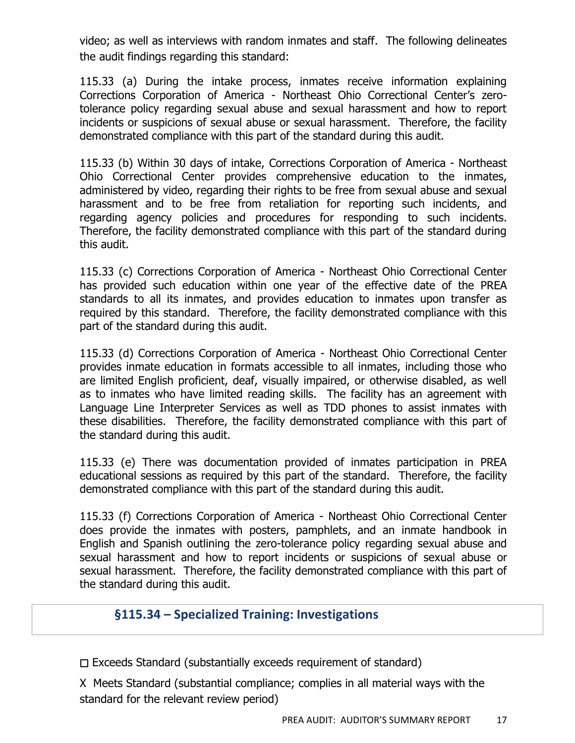video; as well as interviews with random inmates and staff. The following delineates the audit findings regarding this standard:

115.33 (a) During the intake process, inmates receive information explaining Corrections Corporation of America - Northeast Ohio Correctional Center's zero-tolerance policy regarding sexual abuse and sexual harassment and how to report incidents or suspicions of sexual abuse or sexual harassment. Therefore, the facility demonstrated compliance with this part of the standard during this audit.

115.33 (b) Within 30 days of intake, Corrections Corporation of America - Northeast Ohio Correctional Center provides comprehensive education to the inmates, administered by video, regarding their rights to be free from sexual abuse and sexual harassment and to be free from retaliation for reporting such incidents, and regarding agency policies and procedures for responding to such incidents. Therefore, the facility demonstrated compliance with this part of the standard during this audit.

115.33 (c) Corrections Corporation of America - Northeast Ohio Correctional Center has provided such education within one year of the effective date of the PREA standards to all its inmates, and provides education to inmates upon transfer as required by this standard. Therefore, the facility demonstrated compliance with this part of the standard during this audit.

115.33 (d) Corrections Corporation of America - Northeast Ohio Correctional Center provides inmate education in formats accessible to all inmates, including those who are limited English proficient, deaf, visually impaired, or otherwise disabled, as well as to inmates who have limited reading skills. The facility has an agreement with Language Line Interpreter Services as well as TDD phones to assist inmates with these disabilities. Therefore, the facility demonstrated compliance with this part of the standard during this audit.

115.33 (e) There was documentation provided of inmates participation in PREA educational sessions as required by this part of the standard. Therefore, the facility demonstrated compliance with this part of the standard during this audit.

115.33 (f) Corrections Corporation of America - Northeast Ohio Correctional Center does provide the inmates with posters, pamphlets, and an inmate handbook in English and Spanish outlining the zero-tolerance policy regarding sexual abuse and sexual harassment and how to report incidents or suspicions of sexual abuse or sexual harassment. Therefore, the facility demonstrated compliance with this part of the standard during this audit.

## §115.34 – Specialized Training: Investigations

☐ Exceeds Standard (substantially exceeds requirement of standard)

X Meets Standard (substantial compliance; complies in all material ways with the standard for the relevant review period)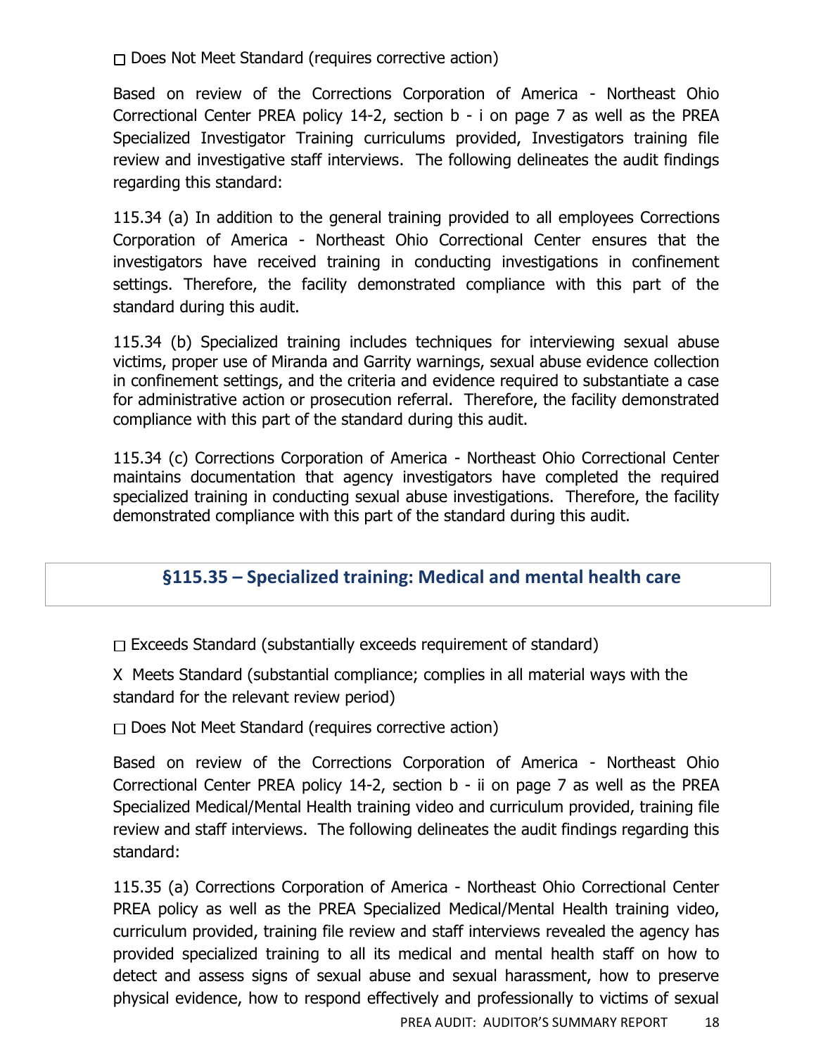☐ Does Not Meet Standard (requires corrective action)

Based on review of the Corrections Corporation of America - Northeast Ohio Correctional Center PREA policy 14-2, section b - i on page 7 as well as the PREA Specialized Investigator Training curriculums provided, Investigators training file review and investigative staff interviews. The following delineates the audit findings regarding this standard:

115.34 (a) In addition to the general training provided to all employees Corrections Corporation of America - Northeast Ohio Correctional Center ensures that the investigators have received training in conducting investigations in confinement settings. Therefore, the facility demonstrated compliance with this part of the standard during this audit.

115.34 (b) Specialized training includes techniques for interviewing sexual abuse victims, proper use of Miranda and Garrity warnings, sexual abuse evidence collection in confinement settings, and the criteria and evidence required to substantiate a case for administrative action or prosecution referral. Therefore, the facility demonstrated compliance with this part of the standard during this audit.

115.34 (c) Corrections Corporation of America - Northeast Ohio Correctional Center maintains documentation that agency investigators have completed the required specialized training in conducting sexual abuse investigations. Therefore, the facility demonstrated compliance with this part of the standard during this audit.

## §115.35 – Specialized training: Medical and mental health care

☐ Exceeds Standard (substantially exceeds requirement of standard)

X Meets Standard (substantial compliance; complies in all material ways with the standard for the relevant review period)

☐ Does Not Meet Standard (requires corrective action)

Based on review of the Corrections Corporation of America - Northeast Ohio Correctional Center PREA policy 14-2, section b - ii on page 7 as well as the PREA Specialized Medical/Mental Health training video and curriculum provided, training file review and staff interviews. The following delineates the audit findings regarding this standard:

115.35 (a) Corrections Corporation of America - Northeast Ohio Correctional Center PREA policy as well as the PREA Specialized Medical/Mental Health training video, curriculum provided, training file review and staff interviews revealed the agency has provided specialized training to all its medical and mental health staff on how to detect and assess signs of sexual abuse and sexual harassment, how to preserve physical evidence, how to respond effectively and professionally to victims of sexual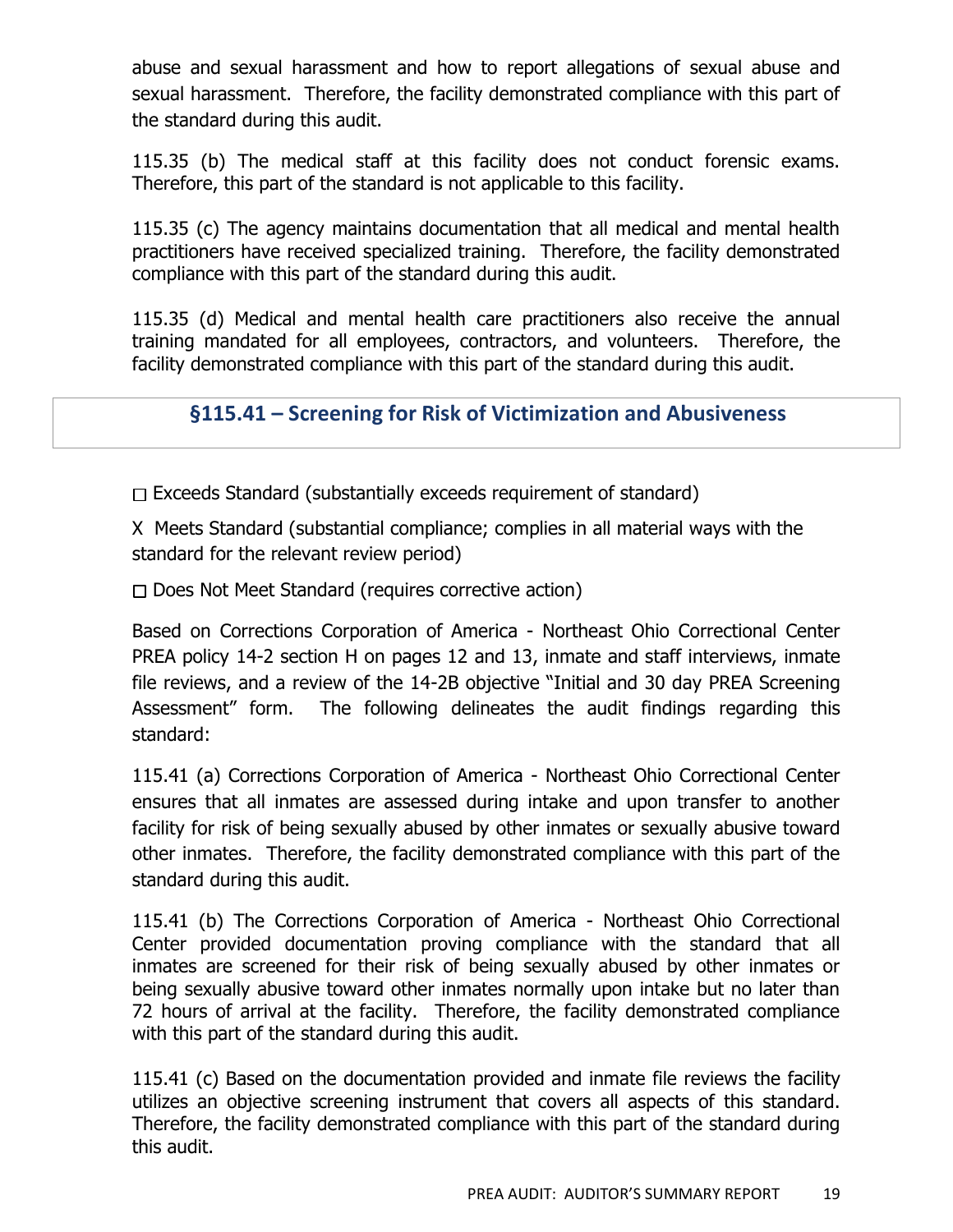abuse and sexual harassment and how to report allegations of sexual abuse and sexual harassment. Therefore, the facility demonstrated compliance with this part of the standard during this audit.

115.35 (b) The medical staff at this facility does not conduct forensic exams. Therefore, this part of the standard is not applicable to this facility.

115.35 (c) The agency maintains documentation that all medical and mental health practitioners have received specialized training. Therefore, the facility demonstrated compliance with this part of the standard during this audit.

115.35 (d) Medical and mental health care practitioners also receive the annual training mandated for all employees, contractors, and volunteers. Therefore, the facility demonstrated compliance with this part of the standard during this audit.

## §115.41 – Screening for Risk of Victimization and Abusiveness

☐ Exceeds Standard (substantially exceeds requirement of standard)

X Meets Standard (substantial compliance; complies in all material ways with the standard for the relevant review period)

☐ Does Not Meet Standard (requires corrective action)

Based on Corrections Corporation of America - Northeast Ohio Correctional Center PREA policy 14-2 section H on pages 12 and 13, inmate and staff interviews, inmate file reviews, and a review of the 14-2B objective "Initial and 30 day PREA Screening Assessment" form. The following delineates the audit findings regarding this standard:

115.41 (a) Corrections Corporation of America - Northeast Ohio Correctional Center ensures that all inmates are assessed during intake and upon transfer to another facility for risk of being sexually abused by other inmates or sexually abusive toward other inmates. Therefore, the facility demonstrated compliance with this part of the standard during this audit.

115.41 (b) The Corrections Corporation of America - Northeast Ohio Correctional Center provided documentation proving compliance with the standard that all inmates are screened for their risk of being sexually abused by other inmates or being sexually abusive toward other inmates normally upon intake but no later than 72 hours of arrival at the facility. Therefore, the facility demonstrated compliance with this part of the standard during this audit.

115.41 (c) Based on the documentation provided and inmate file reviews the facility utilizes an objective screening instrument that covers all aspects of this standard. Therefore, the facility demonstrated compliance with this part of the standard during this audit.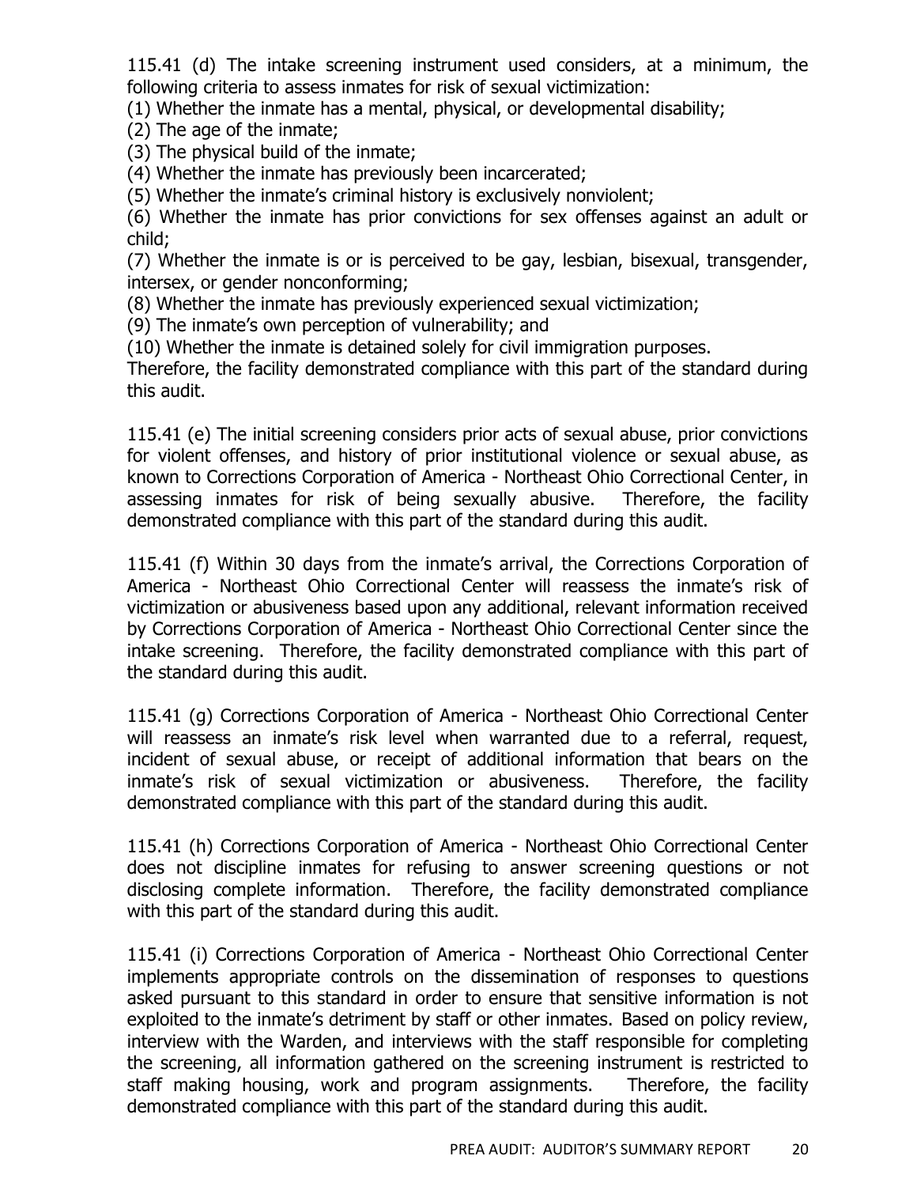115.41 (d) The intake screening instrument used considers, at a minimum, the following criteria to assess inmates for risk of sexual victimization:

(1) Whether the inmate has a mental, physical, or developmental disability;

(2) The age of the inmate;

(3) The physical build of the inmate;

(4) Whether the inmate has previously been incarcerated;

(5) Whether the inmate's criminal history is exclusively nonviolent;

(6) Whether the inmate has prior convictions for sex offenses against an adult or child;

(7) Whether the inmate is or is perceived to be gay, lesbian, bisexual, transgender, intersex, or gender nonconforming;

(8) Whether the inmate has previously experienced sexual victimization;

(9) The inmate's own perception of vulnerability; and

(10) Whether the inmate is detained solely for civil immigration purposes.

Therefore, the facility demonstrated compliance with this part of the standard during this audit.

115.41 (e) The initial screening considers prior acts of sexual abuse, prior convictions for violent offenses, and history of prior institutional violence or sexual abuse, as known to Corrections Corporation of America - Northeast Ohio Correctional Center, in assessing inmates for risk of being sexually abusive. Therefore, the facility demonstrated compliance with this part of the standard during this audit.

115.41 (f) Within 30 days from the inmate's arrival, the Corrections Corporation of America - Northeast Ohio Correctional Center will reassess the inmate's risk of victimization or abusiveness based upon any additional, relevant information received by Corrections Corporation of America - Northeast Ohio Correctional Center since the intake screening. Therefore, the facility demonstrated compliance with this part of the standard during this audit.

115.41 (g) Corrections Corporation of America - Northeast Ohio Correctional Center will reassess an inmate's risk level when warranted due to a referral, request, incident of sexual abuse, or receipt of additional information that bears on the inmate's risk of sexual victimization or abusiveness. Therefore, the facility demonstrated compliance with this part of the standard during this audit.

115.41 (h) Corrections Corporation of America - Northeast Ohio Correctional Center does not discipline inmates for refusing to answer screening questions or not disclosing complete information. Therefore, the facility demonstrated compliance with this part of the standard during this audit.

115.41 (i) Corrections Corporation of America - Northeast Ohio Correctional Center implements appropriate controls on the dissemination of responses to questions asked pursuant to this standard in order to ensure that sensitive information is not exploited to the inmate's detriment by staff or other inmates. Based on policy review, interview with the Warden, and interviews with the staff responsible for completing the screening, all information gathered on the screening instrument is restricted to staff making housing, work and program assignments. Therefore, the facility demonstrated compliance with this part of the standard during this audit.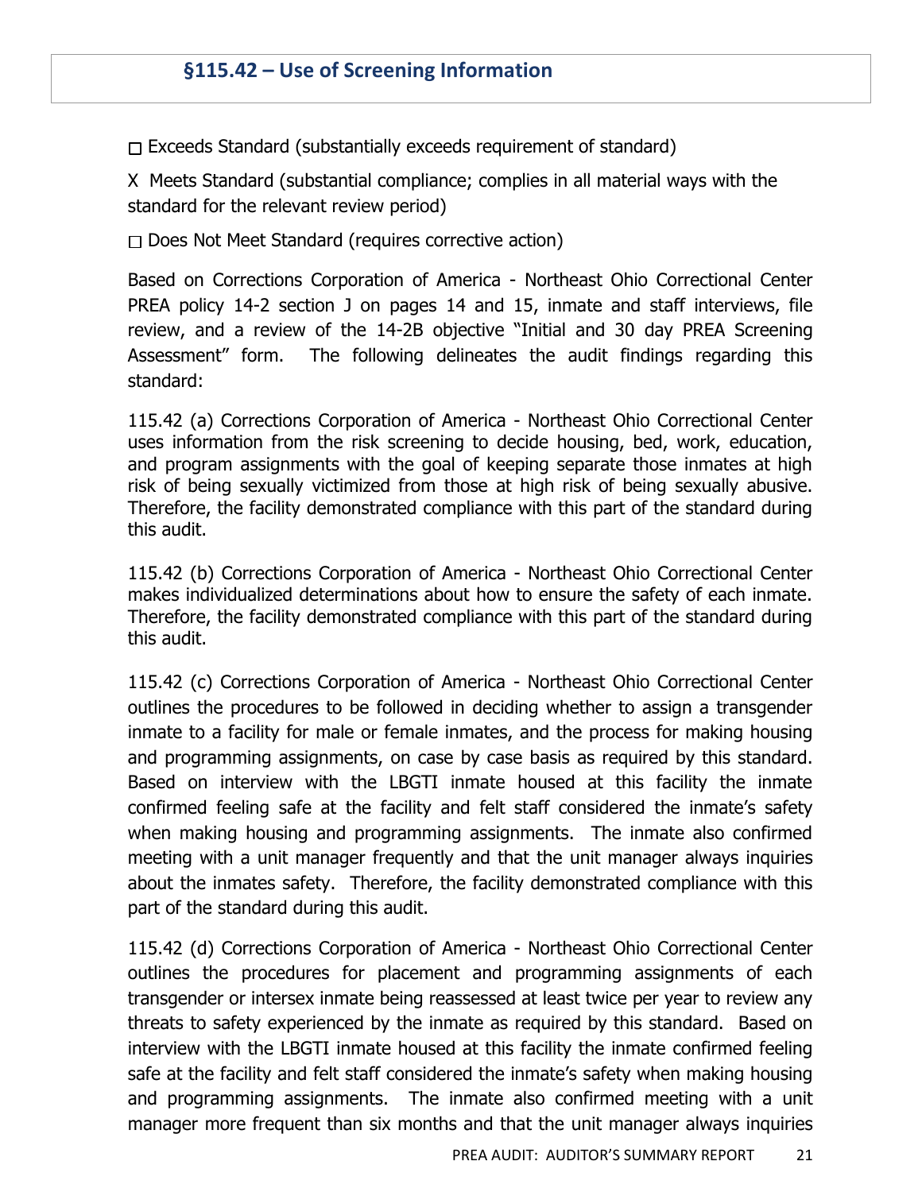## §115.42 – Use of Screening Information

☐ Exceeds Standard (substantially exceeds requirement of standard)

X Meets Standard (substantial compliance; complies in all material ways with the standard for the relevant review period)

☐ Does Not Meet Standard (requires corrective action)

Based on Corrections Corporation of America - Northeast Ohio Correctional Center PREA policy 14-2 section J on pages 14 and 15, inmate and staff interviews, file review, and a review of the 14-2B objective "Initial and 30 day PREA Screening Assessment" form. The following delineates the audit findings regarding this standard:

115.42 (a) Corrections Corporation of America - Northeast Ohio Correctional Center uses information from the risk screening to decide housing, bed, work, education, and program assignments with the goal of keeping separate those inmates at high risk of being sexually victimized from those at high risk of being sexually abusive. Therefore, the facility demonstrated compliance with this part of the standard during this audit.

115.42 (b) Corrections Corporation of America - Northeast Ohio Correctional Center makes individualized determinations about how to ensure the safety of each inmate. Therefore, the facility demonstrated compliance with this part of the standard during this audit.

115.42 (c) Corrections Corporation of America - Northeast Ohio Correctional Center outlines the procedures to be followed in deciding whether to assign a transgender inmate to a facility for male or female inmates, and the process for making housing and programming assignments, on case by case basis as required by this standard. Based on interview with the LBGTI inmate housed at this facility the inmate confirmed feeling safe at the facility and felt staff considered the inmate's safety when making housing and programming assignments. The inmate also confirmed meeting with a unit manager frequently and that the unit manager always inquiries about the inmates safety. Therefore, the facility demonstrated compliance with this part of the standard during this audit.

115.42 (d) Corrections Corporation of America - Northeast Ohio Correctional Center outlines the procedures for placement and programming assignments of each transgender or intersex inmate being reassessed at least twice per year to review any threats to safety experienced by the inmate as required by this standard. Based on interview with the LBGTI inmate housed at this facility the inmate confirmed feeling safe at the facility and felt staff considered the inmate's safety when making housing and programming assignments. The inmate also confirmed meeting with a unit manager more frequent than six months and that the unit manager always inquiries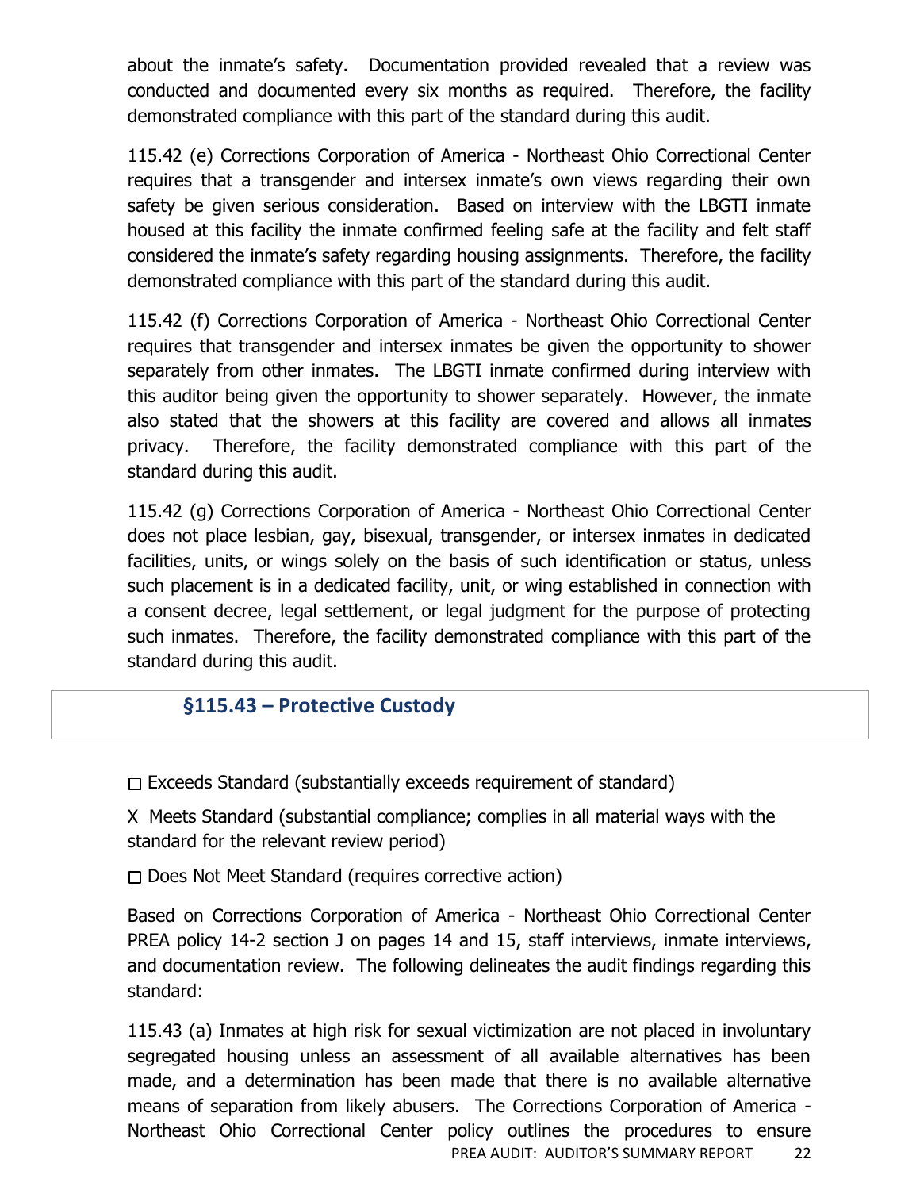about the inmate's safety. Documentation provided revealed that a review was conducted and documented every six months as required. Therefore, the facility demonstrated compliance with this part of the standard during this audit.

115.42 (e) Corrections Corporation of America - Northeast Ohio Correctional Center requires that a transgender and intersex inmate's own views regarding their own safety be given serious consideration. Based on interview with the LBGTI inmate housed at this facility the inmate confirmed feeling safe at the facility and felt staff considered the inmate's safety regarding housing assignments. Therefore, the facility demonstrated compliance with this part of the standard during this audit.

115.42 (f) Corrections Corporation of America - Northeast Ohio Correctional Center requires that transgender and intersex inmates be given the opportunity to shower separately from other inmates. The LBGTI inmate confirmed during interview with this auditor being given the opportunity to shower separately. However, the inmate also stated that the showers at this facility are covered and allows all inmates privacy. Therefore, the facility demonstrated compliance with this part of the standard during this audit.

115.42 (g) Corrections Corporation of America - Northeast Ohio Correctional Center does not place lesbian, gay, bisexual, transgender, or intersex inmates in dedicated facilities, units, or wings solely on the basis of such identification or status, unless such placement is in a dedicated facility, unit, or wing established in connection with a consent decree, legal settlement, or legal judgment for the purpose of protecting such inmates. Therefore, the facility demonstrated compliance with this part of the standard during this audit.

## §115.43 – Protective Custody

☐ Exceeds Standard (substantially exceeds requirement of standard)

X Meets Standard (substantial compliance; complies in all material ways with the standard for the relevant review period)

☐ Does Not Meet Standard (requires corrective action)

Based on Corrections Corporation of America - Northeast Ohio Correctional Center PREA policy 14-2 section J on pages 14 and 15, staff interviews, inmate interviews, and documentation review. The following delineates the audit findings regarding this standard:

115.43 (a) Inmates at high risk for sexual victimization are not placed in involuntary segregated housing unless an assessment of all available alternatives has been made, and a determination has been made that there is no available alternative means of separation from likely abusers. The Corrections Corporation of America - Northeast Ohio Correctional Center policy outlines the procedures to ensure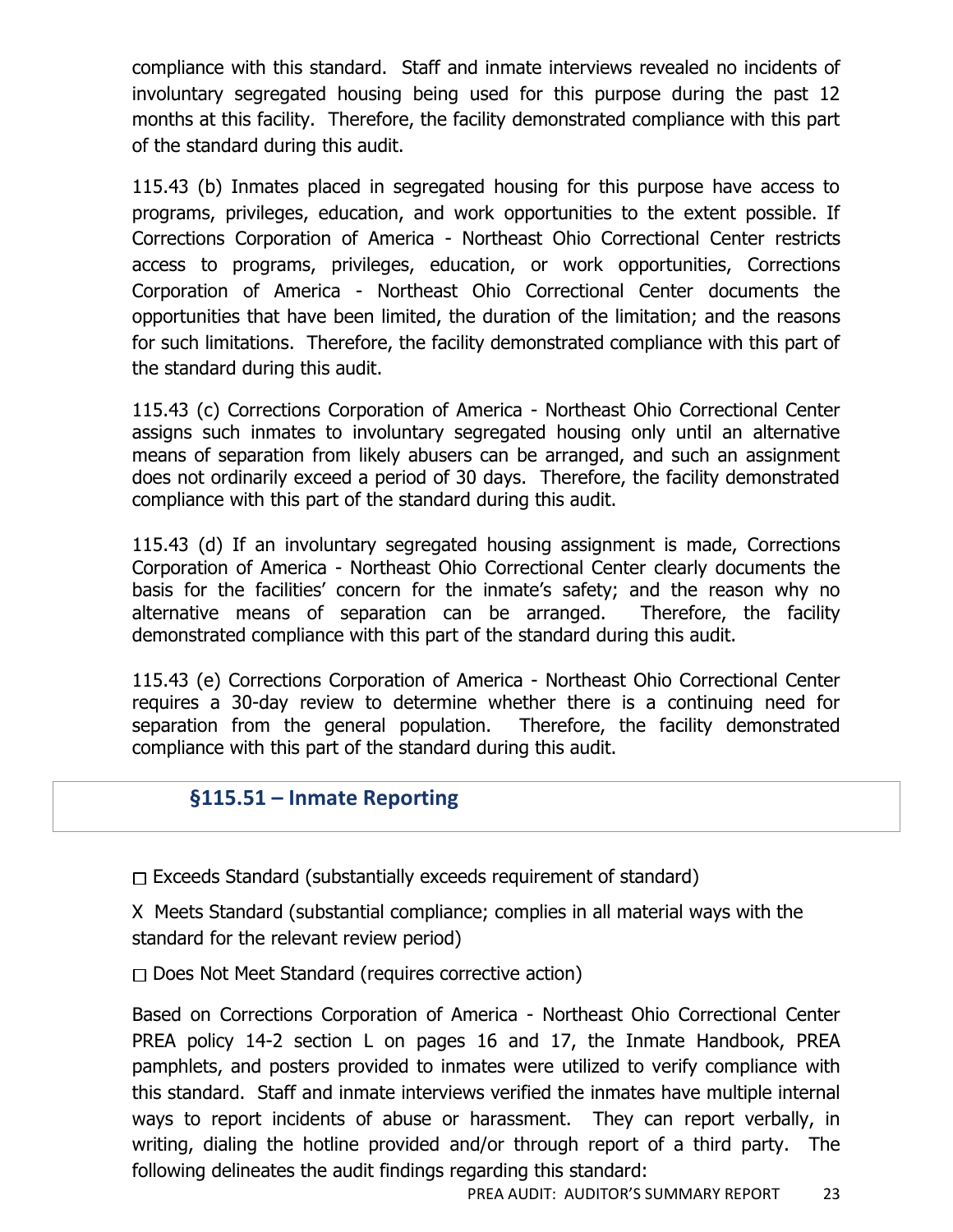compliance with this standard. Staff and inmate interviews revealed no incidents of involuntary segregated housing being used for this purpose during the past 12 months at this facility. Therefore, the facility demonstrated compliance with this part of the standard during this audit.

115.43 (b) Inmates placed in segregated housing for this purpose have access to programs, privileges, education, and work opportunities to the extent possible. If Corrections Corporation of America - Northeast Ohio Correctional Center restricts access to programs, privileges, education, or work opportunities, Corrections Corporation of America - Northeast Ohio Correctional Center documents the opportunities that have been limited, the duration of the limitation; and the reasons for such limitations. Therefore, the facility demonstrated compliance with this part of the standard during this audit.

115.43 (c) Corrections Corporation of America - Northeast Ohio Correctional Center assigns such inmates to involuntary segregated housing only until an alternative means of separation from likely abusers can be arranged, and such an assignment does not ordinarily exceed a period of 30 days. Therefore, the facility demonstrated compliance with this part of the standard during this audit.

115.43 (d) If an involuntary segregated housing assignment is made, Corrections Corporation of America - Northeast Ohio Correctional Center clearly documents the basis for the facilities' concern for the inmate's safety; and the reason why no alternative means of separation can be arranged. Therefore, the facility demonstrated compliance with this part of the standard during this audit.

115.43 (e) Corrections Corporation of America - Northeast Ohio Correctional Center requires a 30-day review to determine whether there is a continuing need for separation from the general population. Therefore, the facility demonstrated compliance with this part of the standard during this audit.

## §115.51 – Inmate Reporting

☐ Exceeds Standard (substantially exceeds requirement of standard)

X Meets Standard (substantial compliance; complies in all material ways with the standard for the relevant review period)

☐ Does Not Meet Standard (requires corrective action)

Based on Corrections Corporation of America - Northeast Ohio Correctional Center PREA policy 14-2 section L on pages 16 and 17, the Inmate Handbook, PREA pamphlets, and posters provided to inmates were utilized to verify compliance with this standard. Staff and inmate interviews verified the inmates have multiple internal ways to report incidents of abuse or harassment. They can report verbally, in writing, dialing the hotline provided and/or through report of a third party. The following delineates the audit findings regarding this standard: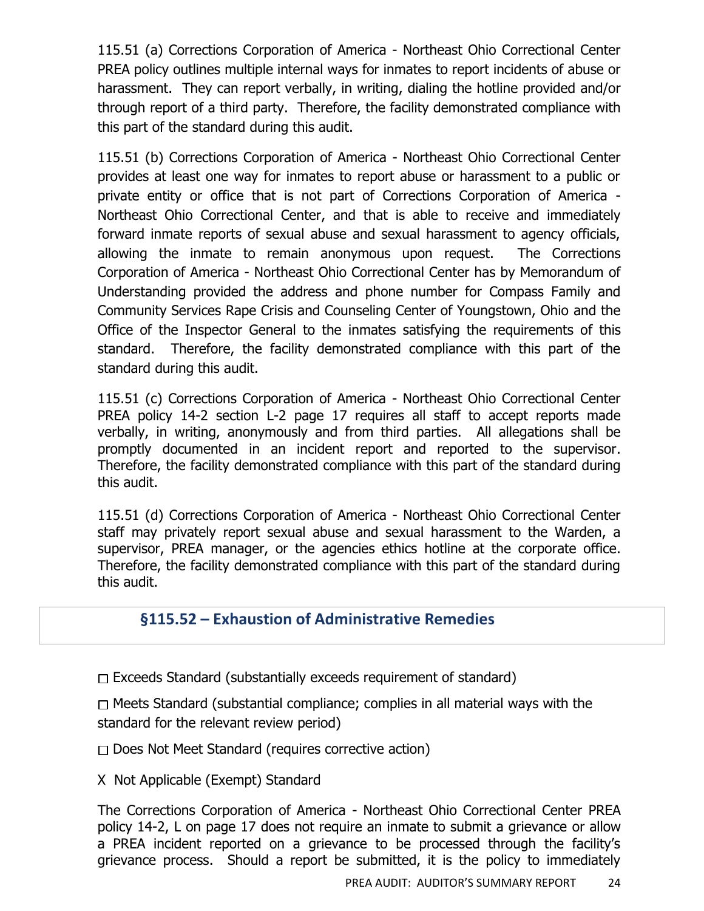115.51 (a) Corrections Corporation of America - Northeast Ohio Correctional Center PREA policy outlines multiple internal ways for inmates to report incidents of abuse or harassment. They can report verbally, in writing, dialing the hotline provided and/or through report of a third party. Therefore, the facility demonstrated compliance with this part of the standard during this audit.

115.51 (b) Corrections Corporation of America - Northeast Ohio Correctional Center provides at least one way for inmates to report abuse or harassment to a public or private entity or office that is not part of Corrections Corporation of America - Northeast Ohio Correctional Center, and that is able to receive and immediately forward inmate reports of sexual abuse and sexual harassment to agency officials, allowing the inmate to remain anonymous upon request. The Corrections Corporation of America - Northeast Ohio Correctional Center has by Memorandum of Understanding provided the address and phone number for Compass Family and Community Services Rape Crisis and Counseling Center of Youngstown, Ohio and the Office of the Inspector General to the inmates satisfying the requirements of this standard. Therefore, the facility demonstrated compliance with this part of the standard during this audit.

115.51 (c) Corrections Corporation of America - Northeast Ohio Correctional Center PREA policy 14-2 section L-2 page 17 requires all staff to accept reports made verbally, in writing, anonymously and from third parties. All allegations shall be promptly documented in an incident report and reported to the supervisor. Therefore, the facility demonstrated compliance with this part of the standard during this audit.

115.51 (d) Corrections Corporation of America - Northeast Ohio Correctional Center staff may privately report sexual abuse and sexual harassment to the Warden, a supervisor, PREA manager, or the agencies ethics hotline at the corporate office. Therefore, the facility demonstrated compliance with this part of the standard during this audit.

## §115.52 – Exhaustion of Administrative Remedies

☐ Exceeds Standard (substantially exceeds requirement of standard)

☐ Meets Standard (substantial compliance; complies in all material ways with the standard for the relevant review period)

☐ Does Not Meet Standard (requires corrective action)

X Not Applicable (Exempt) Standard

The Corrections Corporation of America - Northeast Ohio Correctional Center PREA policy 14-2, L on page 17 does not require an inmate to submit a grievance or allow a PREA incident reported on a grievance to be processed through the facility's grievance process. Should a report be submitted, it is the policy to immediately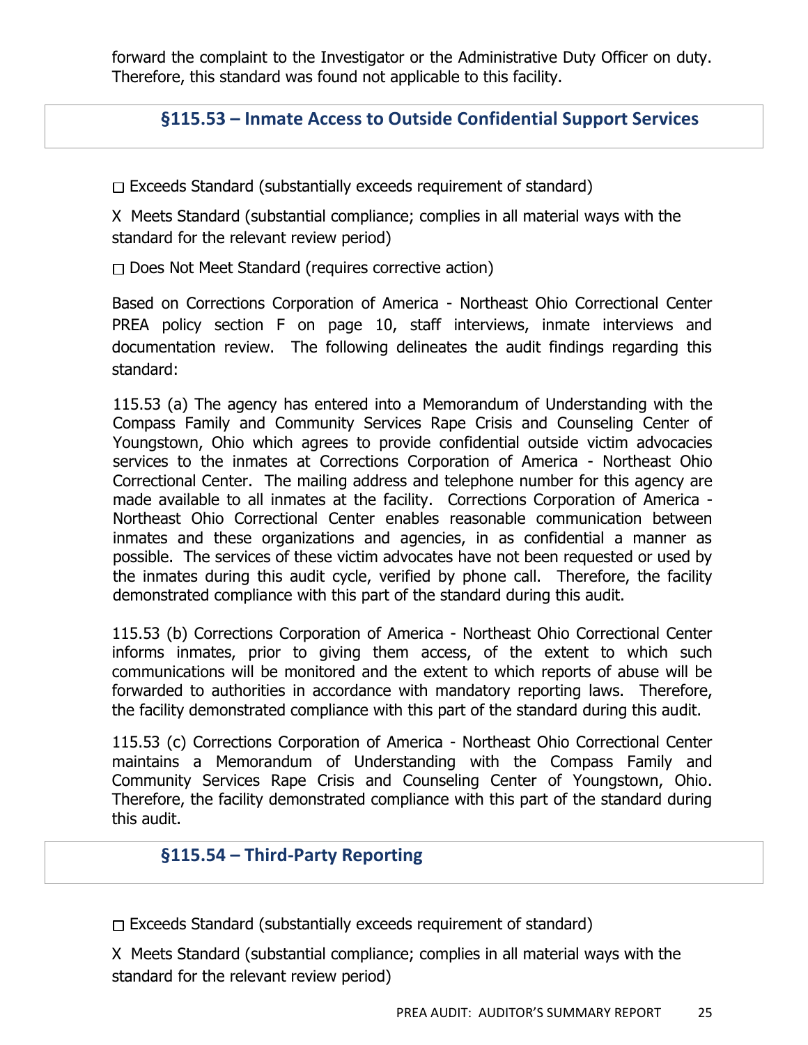forward the complaint to the Investigator or the Administrative Duty Officer on duty. Therefore, this standard was found not applicable to this facility.

## §115.53 – Inmate Access to Outside Confidential Support Services

☐ Exceeds Standard (substantially exceeds requirement of standard)

X Meets Standard (substantial compliance; complies in all material ways with the standard for the relevant review period)

☐ Does Not Meet Standard (requires corrective action)

Based on Corrections Corporation of America - Northeast Ohio Correctional Center PREA policy section F on page 10, staff interviews, inmate interviews and documentation review. The following delineates the audit findings regarding this standard:

115.53 (a) The agency has entered into a Memorandum of Understanding with the Compass Family and Community Services Rape Crisis and Counseling Center of Youngstown, Ohio which agrees to provide confidential outside victim advocacies services to the inmates at Corrections Corporation of America - Northeast Ohio Correctional Center. The mailing address and telephone number for this agency are made available to all inmates at the facility. Corrections Corporation of America - Northeast Ohio Correctional Center enables reasonable communication between inmates and these organizations and agencies, in as confidential a manner as possible. The services of these victim advocates have not been requested or used by the inmates during this audit cycle, verified by phone call. Therefore, the facility demonstrated compliance with this part of the standard during this audit.

115.53 (b) Corrections Corporation of America - Northeast Ohio Correctional Center informs inmates, prior to giving them access, of the extent to which such communications will be monitored and the extent to which reports of abuse will be forwarded to authorities in accordance with mandatory reporting laws. Therefore, the facility demonstrated compliance with this part of the standard during this audit.

115.53 (c) Corrections Corporation of America - Northeast Ohio Correctional Center maintains a Memorandum of Understanding with the Compass Family and Community Services Rape Crisis and Counseling Center of Youngstown, Ohio. Therefore, the facility demonstrated compliance with this part of the standard during this audit.

## §115.54 – Third-Party Reporting

☐ Exceeds Standard (substantially exceeds requirement of standard)

X Meets Standard (substantial compliance; complies in all material ways with the standard for the relevant review period)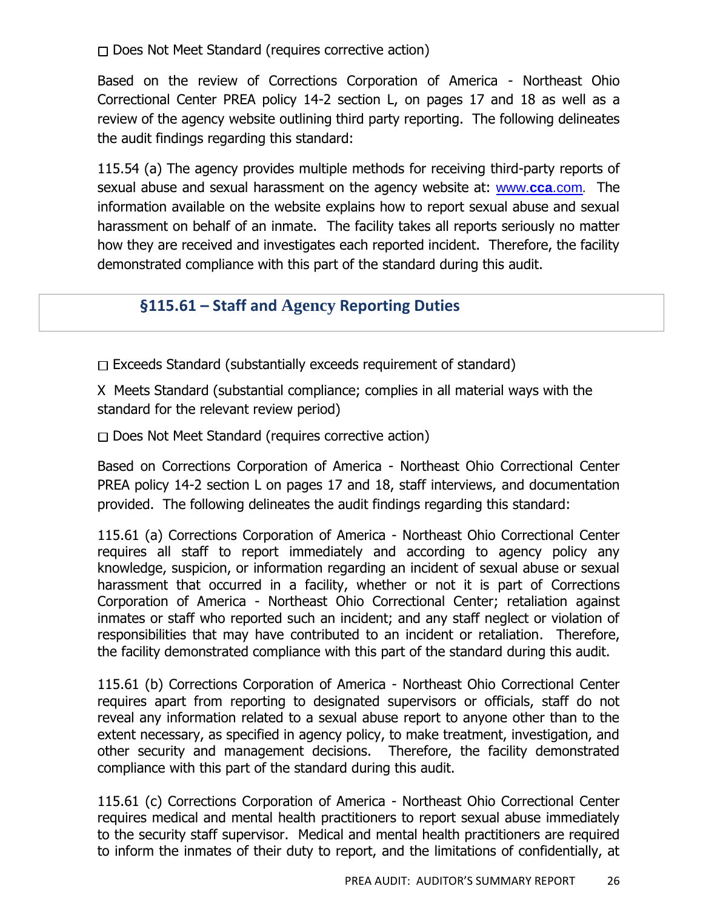☐ Does Not Meet Standard (requires corrective action)

Based on the review of Corrections Corporation of America - Northeast Ohio Correctional Center PREA policy 14-2 section L, on pages 17 and 18 as well as a review of the agency website outlining third party reporting. The following delineates the audit findings regarding this standard:

115.54 (a) The agency provides multiple methods for receiving third-party reports of sexual abuse and sexual harassment on the agency website at: www.**cca**.com. The information available on the website explains how to report sexual abuse and sexual harassment on behalf of an inmate. The facility takes all reports seriously no matter how they are received and investigates each reported incident. Therefore, the facility demonstrated compliance with this part of the standard during this audit.

## §115.61 – Staff and Agency Reporting Duties

☐ Exceeds Standard (substantially exceeds requirement of standard)

X Meets Standard (substantial compliance; complies in all material ways with the standard for the relevant review period)

☐ Does Not Meet Standard (requires corrective action)

Based on Corrections Corporation of America - Northeast Ohio Correctional Center PREA policy 14-2 section L on pages 17 and 18, staff interviews, and documentation provided. The following delineates the audit findings regarding this standard:

115.61 (a) Corrections Corporation of America - Northeast Ohio Correctional Center requires all staff to report immediately and according to agency policy any knowledge, suspicion, or information regarding an incident of sexual abuse or sexual harassment that occurred in a facility, whether or not it is part of Corrections Corporation of America - Northeast Ohio Correctional Center; retaliation against inmates or staff who reported such an incident; and any staff neglect or violation of responsibilities that may have contributed to an incident or retaliation. Therefore, the facility demonstrated compliance with this part of the standard during this audit.

115.61 (b) Corrections Corporation of America - Northeast Ohio Correctional Center requires apart from reporting to designated supervisors or officials, staff do not reveal any information related to a sexual abuse report to anyone other than to the extent necessary, as specified in agency policy, to make treatment, investigation, and other security and management decisions. Therefore, the facility demonstrated compliance with this part of the standard during this audit.

115.61 (c) Corrections Corporation of America - Northeast Ohio Correctional Center requires medical and mental health practitioners to report sexual abuse immediately to the security staff supervisor. Medical and mental health practitioners are required to inform the inmates of their duty to report, and the limitations of confidentially, at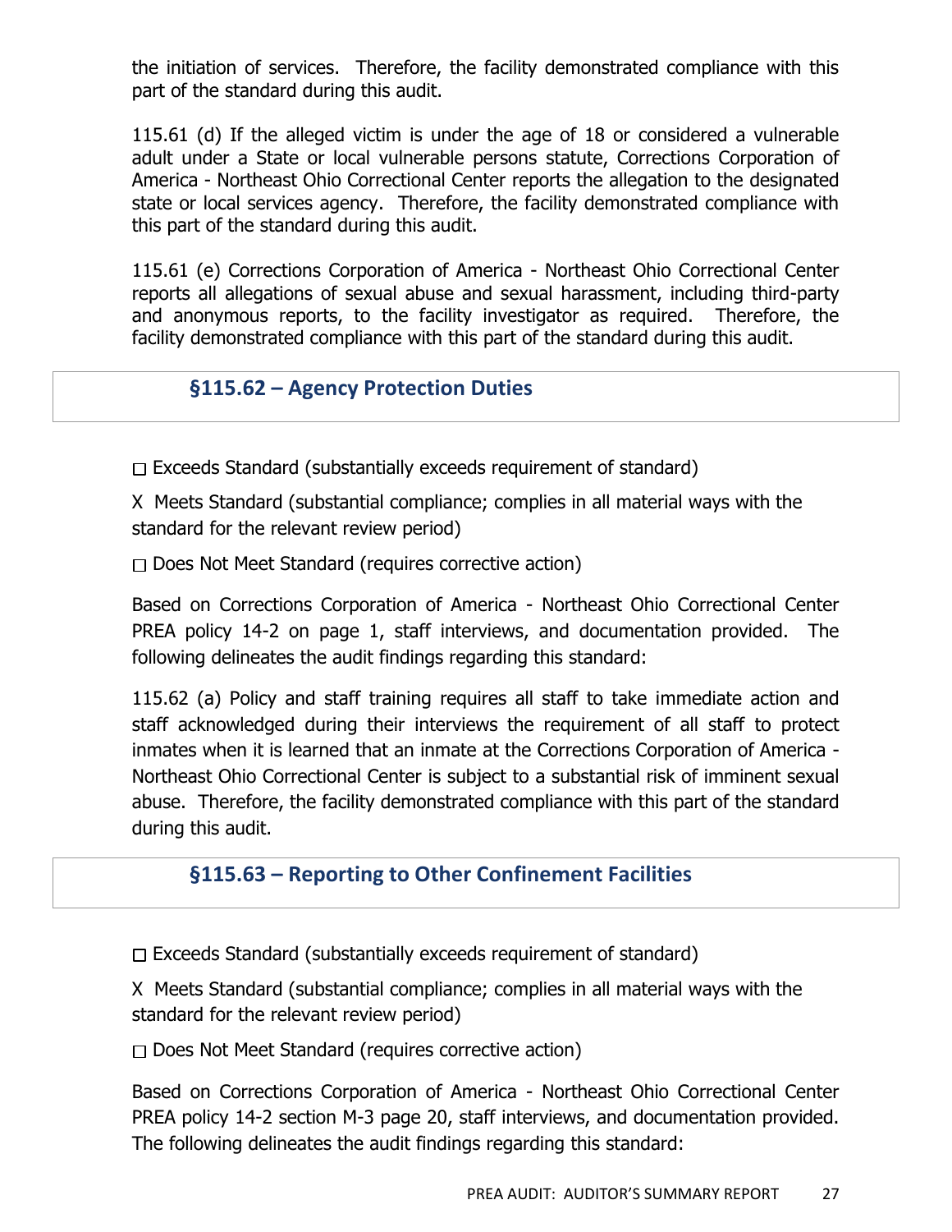the initiation of services. Therefore, the facility demonstrated compliance with this part of the standard during this audit.

115.61 (d) If the alleged victim is under the age of 18 or considered a vulnerable adult under a State or local vulnerable persons statute, Corrections Corporation of America - Northeast Ohio Correctional Center reports the allegation to the designated state or local services agency. Therefore, the facility demonstrated compliance with this part of the standard during this audit.

115.61 (e) Corrections Corporation of America - Northeast Ohio Correctional Center reports all allegations of sexual abuse and sexual harassment, including third-party and anonymous reports, to the facility investigator as required. Therefore, the facility demonstrated compliance with this part of the standard during this audit.

## §115.62 – Agency Protection Duties

☐ Exceeds Standard (substantially exceeds requirement of standard)

X Meets Standard (substantial compliance; complies in all material ways with the standard for the relevant review period)

☐ Does Not Meet Standard (requires corrective action)

Based on Corrections Corporation of America - Northeast Ohio Correctional Center PREA policy 14-2 on page 1, staff interviews, and documentation provided. The following delineates the audit findings regarding this standard:

115.62 (a) Policy and staff training requires all staff to take immediate action and staff acknowledged during their interviews the requirement of all staff to protect inmates when it is learned that an inmate at the Corrections Corporation of America - Northeast Ohio Correctional Center is subject to a substantial risk of imminent sexual abuse. Therefore, the facility demonstrated compliance with this part of the standard during this audit.

## §115.63 – Reporting to Other Confinement Facilities

☐ Exceeds Standard (substantially exceeds requirement of standard)

X Meets Standard (substantial compliance; complies in all material ways with the standard for the relevant review period)

☐ Does Not Meet Standard (requires corrective action)

Based on Corrections Corporation of America - Northeast Ohio Correctional Center PREA policy 14-2 section M-3 page 20, staff interviews, and documentation provided. The following delineates the audit findings regarding this standard: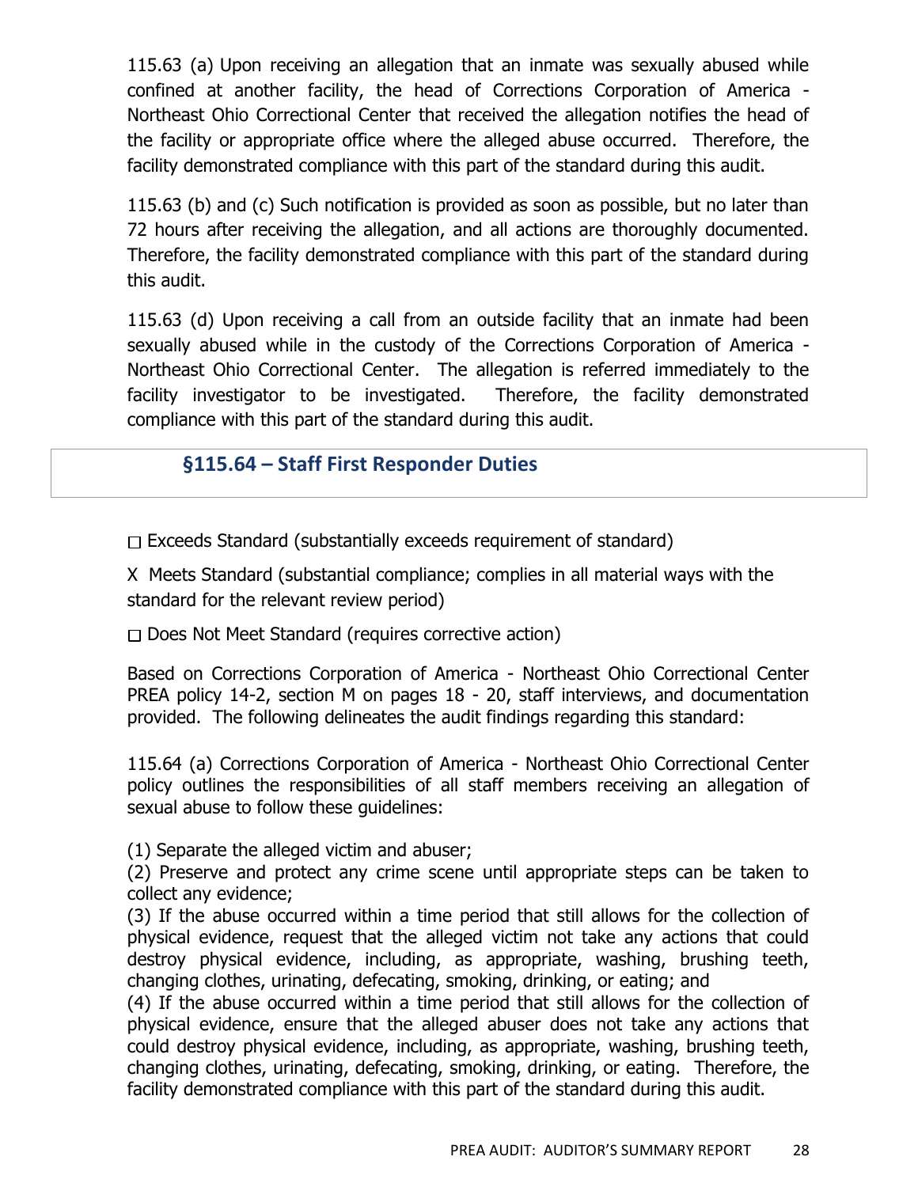115.63 (a) Upon receiving an allegation that an inmate was sexually abused while confined at another facility, the head of Corrections Corporation of America - Northeast Ohio Correctional Center that received the allegation notifies the head of the facility or appropriate office where the alleged abuse occurred. Therefore, the facility demonstrated compliance with this part of the standard during this audit.

115.63 (b) and (c) Such notification is provided as soon as possible, but no later than 72 hours after receiving the allegation, and all actions are thoroughly documented. Therefore, the facility demonstrated compliance with this part of the standard during this audit.

115.63 (d) Upon receiving a call from an outside facility that an inmate had been sexually abused while in the custody of the Corrections Corporation of America - Northeast Ohio Correctional Center. The allegation is referred immediately to the facility investigator to be investigated. Therefore, the facility demonstrated compliance with this part of the standard during this audit.

## §115.64 – Staff First Responder Duties

☐ Exceeds Standard (substantially exceeds requirement of standard)

X Meets Standard (substantial compliance; complies in all material ways with the standard for the relevant review period)

☐ Does Not Meet Standard (requires corrective action)

Based on Corrections Corporation of America - Northeast Ohio Correctional Center PREA policy 14-2, section M on pages 18 - 20, staff interviews, and documentation provided. The following delineates the audit findings regarding this standard:

115.64 (a) Corrections Corporation of America - Northeast Ohio Correctional Center policy outlines the responsibilities of all staff members receiving an allegation of sexual abuse to follow these guidelines:

(1) Separate the alleged victim and abuser;
(2) Preserve and protect any crime scene until appropriate steps can be taken to collect any evidence;
(3) If the abuse occurred within a time period that still allows for the collection of physical evidence, request that the alleged victim not take any actions that could destroy physical evidence, including, as appropriate, washing, brushing teeth, changing clothes, urinating, defecating, smoking, drinking, or eating; and
(4) If the abuse occurred within a time period that still allows for the collection of physical evidence, ensure that the alleged abuser does not take any actions that could destroy physical evidence, including, as appropriate, washing, brushing teeth, changing clothes, urinating, defecating, smoking, drinking, or eating. Therefore, the facility demonstrated compliance with this part of the standard during this audit.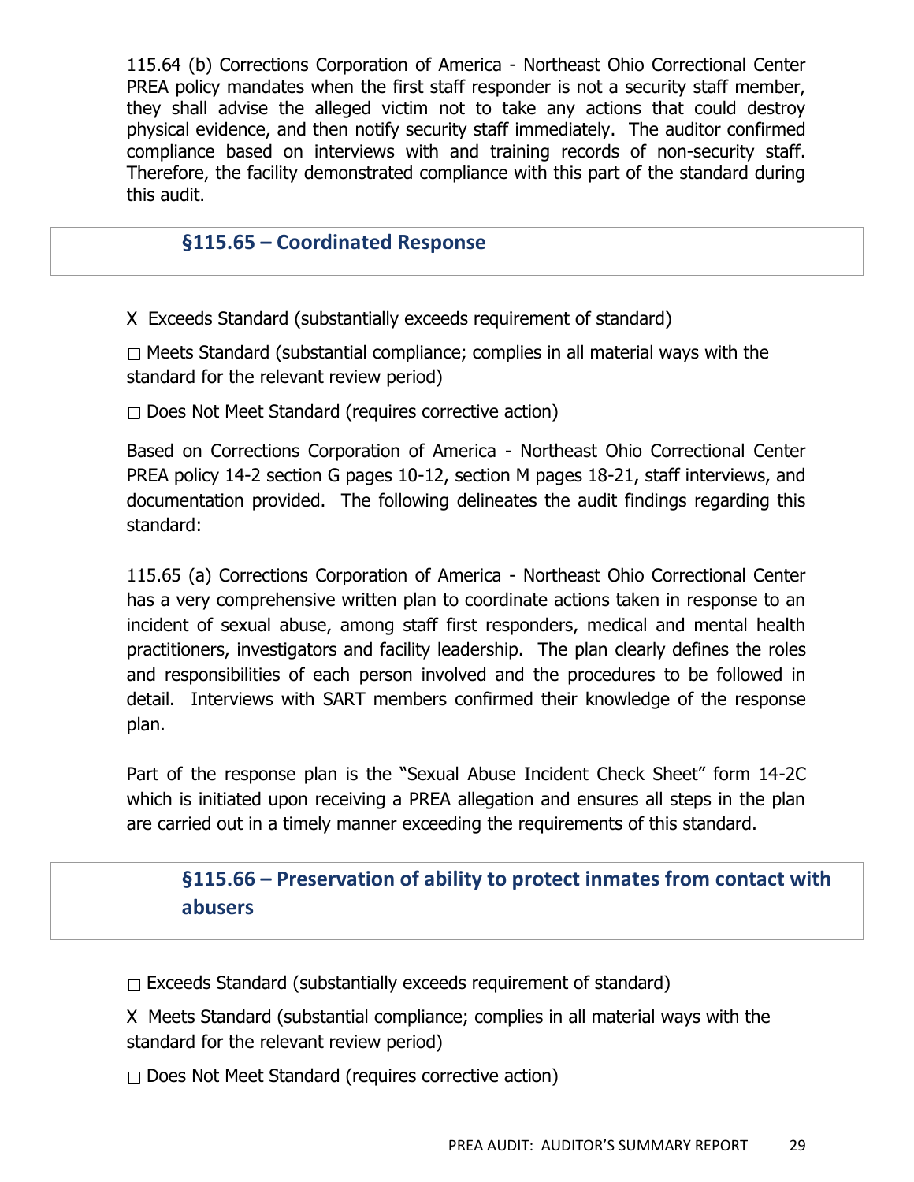115.64 (b) Corrections Corporation of America - Northeast Ohio Correctional Center PREA policy mandates when the first staff responder is not a security staff member, they shall advise the alleged victim not to take any actions that could destroy physical evidence, and then notify security staff immediately. The auditor confirmed compliance based on interviews with and training records of non-security staff. Therefore, the facility demonstrated compliance with this part of the standard during this audit.

## §115.65 – Coordinated Response

X Exceeds Standard (substantially exceeds requirement of standard)

☐ Meets Standard (substantial compliance; complies in all material ways with the standard for the relevant review period)

☐ Does Not Meet Standard (requires corrective action)

Based on Corrections Corporation of America - Northeast Ohio Correctional Center PREA policy 14-2 section G pages 10-12, section M pages 18-21, staff interviews, and documentation provided. The following delineates the audit findings regarding this standard:

115.65 (a) Corrections Corporation of America - Northeast Ohio Correctional Center has a very comprehensive written plan to coordinate actions taken in response to an incident of sexual abuse, among staff first responders, medical and mental health practitioners, investigators and facility leadership. The plan clearly defines the roles and responsibilities of each person involved and the procedures to be followed in detail. Interviews with SART members confirmed their knowledge of the response plan.

Part of the response plan is the "Sexual Abuse Incident Check Sheet" form 14-2C which is initiated upon receiving a PREA allegation and ensures all steps in the plan are carried out in a timely manner exceeding the requirements of this standard.

## §115.66 – Preservation of ability to protect inmates from contact with abusers

☐ Exceeds Standard (substantially exceeds requirement of standard)

X Meets Standard (substantial compliance; complies in all material ways with the standard for the relevant review period)

☐ Does Not Meet Standard (requires corrective action)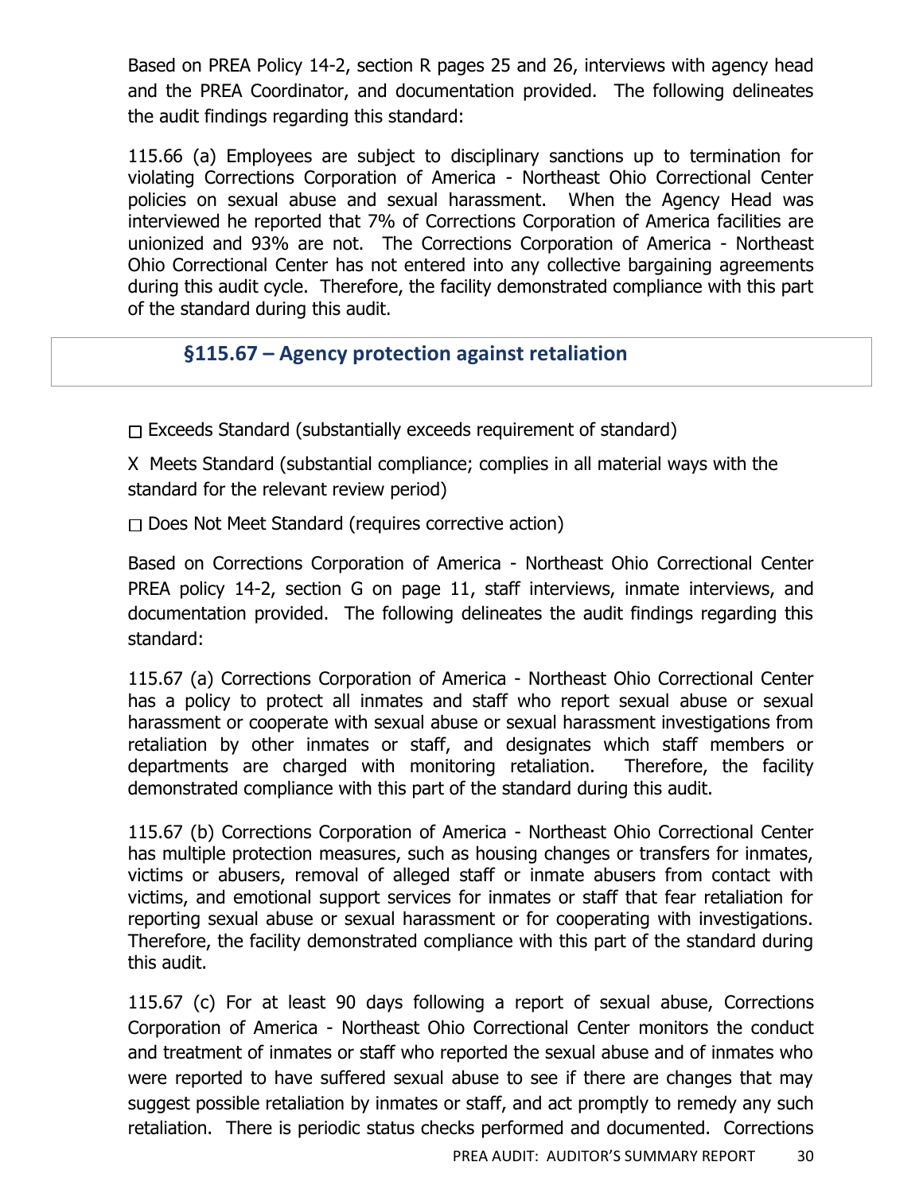Based on PREA Policy 14-2, section R pages 25 and 26, interviews with agency head and the PREA Coordinator, and documentation provided. The following delineates the audit findings regarding this standard:

115.66 (a) Employees are subject to disciplinary sanctions up to termination for violating Corrections Corporation of America - Northeast Ohio Correctional Center policies on sexual abuse and sexual harassment. When the Agency Head was interviewed he reported that 7% of Corrections Corporation of America facilities are unionized and 93% are not. The Corrections Corporation of America - Northeast Ohio Correctional Center has not entered into any collective bargaining agreements during this audit cycle. Therefore, the facility demonstrated compliance with this part of the standard during this audit.

## §115.67 – Agency protection against retaliation

☐ Exceeds Standard (substantially exceeds requirement of standard)

X Meets Standard (substantial compliance; complies in all material ways with the standard for the relevant review period)

☐ Does Not Meet Standard (requires corrective action)

Based on Corrections Corporation of America - Northeast Ohio Correctional Center PREA policy 14-2, section G on page 11, staff interviews, inmate interviews, and documentation provided. The following delineates the audit findings regarding this standard:

115.67 (a) Corrections Corporation of America - Northeast Ohio Correctional Center has a policy to protect all inmates and staff who report sexual abuse or sexual harassment or cooperate with sexual abuse or sexual harassment investigations from retaliation by other inmates or staff, and designates which staff members or departments are charged with monitoring retaliation. Therefore, the facility demonstrated compliance with this part of the standard during this audit.

115.67 (b) Corrections Corporation of America - Northeast Ohio Correctional Center has multiple protection measures, such as housing changes or transfers for inmates, victims or abusers, removal of alleged staff or inmate abusers from contact with victims, and emotional support services for inmates or staff that fear retaliation for reporting sexual abuse or sexual harassment or for cooperating with investigations. Therefore, the facility demonstrated compliance with this part of the standard during this audit.

115.67 (c) For at least 90 days following a report of sexual abuse, Corrections Corporation of America - Northeast Ohio Correctional Center monitors the conduct and treatment of inmates or staff who reported the sexual abuse and of inmates who were reported to have suffered sexual abuse to see if there are changes that may suggest possible retaliation by inmates or staff, and act promptly to remedy any such retaliation. There is periodic status checks performed and documented. Corrections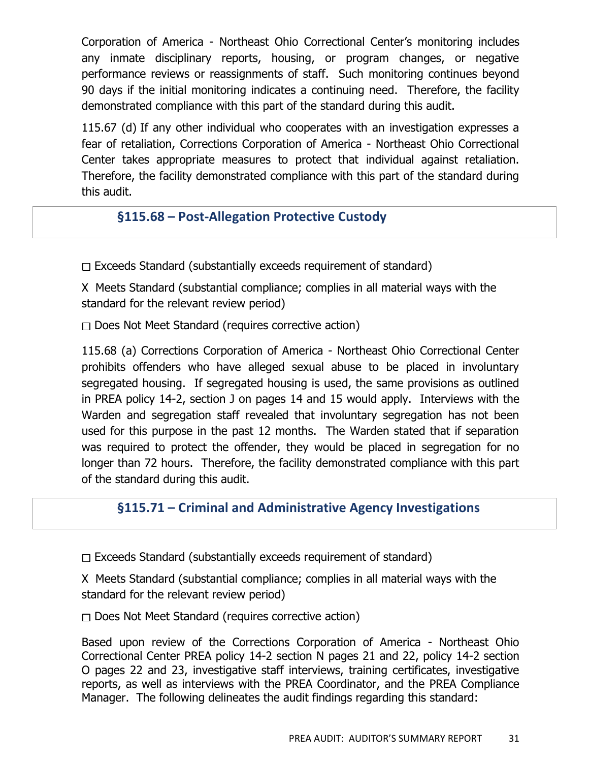Corporation of America - Northeast Ohio Correctional Center's monitoring includes any inmate disciplinary reports, housing, or program changes, or negative performance reviews or reassignments of staff. Such monitoring continues beyond 90 days if the initial monitoring indicates a continuing need. Therefore, the facility demonstrated compliance with this part of the standard during this audit.

115.67 (d) If any other individual who cooperates with an investigation expresses a fear of retaliation, Corrections Corporation of America - Northeast Ohio Correctional Center takes appropriate measures to protect that individual against retaliation. Therefore, the facility demonstrated compliance with this part of the standard during this audit.

## §115.68 – Post-Allegation Protective Custody

☐ Exceeds Standard (substantially exceeds requirement of standard)

X Meets Standard (substantial compliance; complies in all material ways with the standard for the relevant review period)

☐ Does Not Meet Standard (requires corrective action)

115.68 (a) Corrections Corporation of America - Northeast Ohio Correctional Center prohibits offenders who have alleged sexual abuse to be placed in involuntary segregated housing. If segregated housing is used, the same provisions as outlined in PREA policy 14-2, section J on pages 14 and 15 would apply. Interviews with the Warden and segregation staff revealed that involuntary segregation has not been used for this purpose in the past 12 months. The Warden stated that if separation was required to protect the offender, they would be placed in segregation for no longer than 72 hours. Therefore, the facility demonstrated compliance with this part of the standard during this audit.

## §115.71 – Criminal and Administrative Agency Investigations

☐ Exceeds Standard (substantially exceeds requirement of standard)

X Meets Standard (substantial compliance; complies in all material ways with the standard for the relevant review period)

☐ Does Not Meet Standard (requires corrective action)

Based upon review of the Corrections Corporation of America - Northeast Ohio Correctional Center PREA policy 14-2 section N pages 21 and 22, policy 14-2 section O pages 22 and 23, investigative staff interviews, training certificates, investigative reports, as well as interviews with the PREA Coordinator, and the PREA Compliance Manager. The following delineates the audit findings regarding this standard: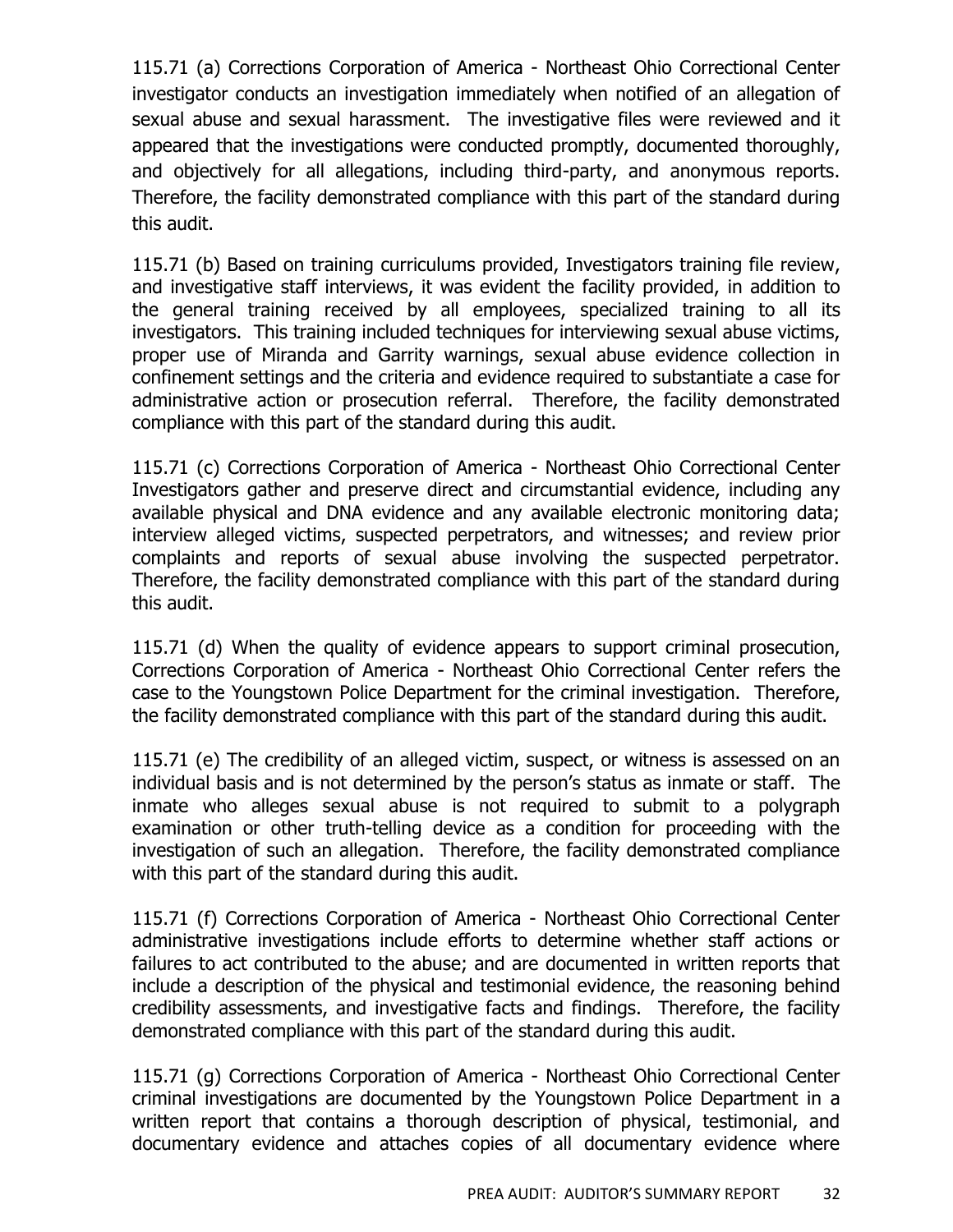115.71 (a) Corrections Corporation of America - Northeast Ohio Correctional Center investigator conducts an investigation immediately when notified of an allegation of sexual abuse and sexual harassment. The investigative files were reviewed and it appeared that the investigations were conducted promptly, documented thoroughly, and objectively for all allegations, including third-party, and anonymous reports. Therefore, the facility demonstrated compliance with this part of the standard during this audit.

115.71 (b) Based on training curriculums provided, Investigators training file review, and investigative staff interviews, it was evident the facility provided, in addition to the general training received by all employees, specialized training to all its investigators. This training included techniques for interviewing sexual abuse victims, proper use of Miranda and Garrity warnings, sexual abuse evidence collection in confinement settings and the criteria and evidence required to substantiate a case for administrative action or prosecution referral. Therefore, the facility demonstrated compliance with this part of the standard during this audit.

115.71 (c) Corrections Corporation of America - Northeast Ohio Correctional Center Investigators gather and preserve direct and circumstantial evidence, including any available physical and DNA evidence and any available electronic monitoring data; interview alleged victims, suspected perpetrators, and witnesses; and review prior complaints and reports of sexual abuse involving the suspected perpetrator. Therefore, the facility demonstrated compliance with this part of the standard during this audit.

115.71 (d) When the quality of evidence appears to support criminal prosecution, Corrections Corporation of America - Northeast Ohio Correctional Center refers the case to the Youngstown Police Department for the criminal investigation. Therefore, the facility demonstrated compliance with this part of the standard during this audit.

115.71 (e) The credibility of an alleged victim, suspect, or witness is assessed on an individual basis and is not determined by the person's status as inmate or staff. The inmate who alleges sexual abuse is not required to submit to a polygraph examination or other truth-telling device as a condition for proceeding with the investigation of such an allegation. Therefore, the facility demonstrated compliance with this part of the standard during this audit.

115.71 (f) Corrections Corporation of America - Northeast Ohio Correctional Center administrative investigations include efforts to determine whether staff actions or failures to act contributed to the abuse; and are documented in written reports that include a description of the physical and testimonial evidence, the reasoning behind credibility assessments, and investigative facts and findings. Therefore, the facility demonstrated compliance with this part of the standard during this audit.

115.71 (g) Corrections Corporation of America - Northeast Ohio Correctional Center criminal investigations are documented by the Youngstown Police Department in a written report that contains a thorough description of physical, testimonial, and documentary evidence and attaches copies of all documentary evidence where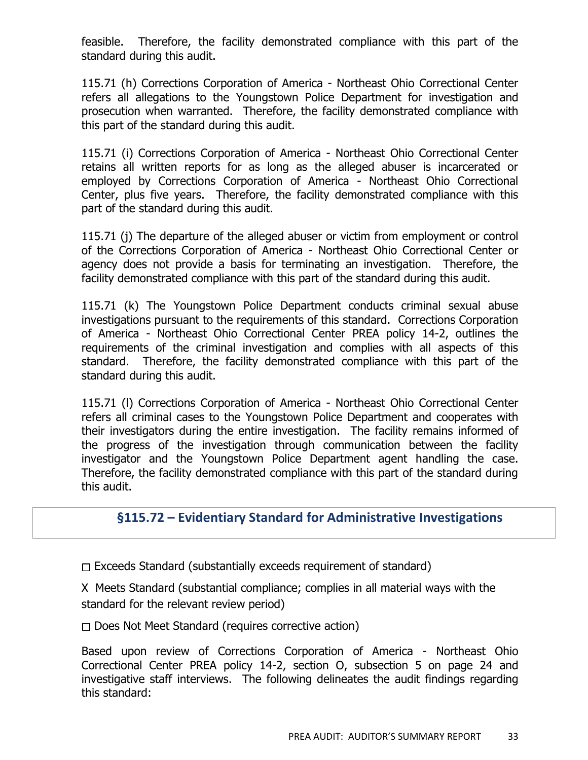feasible. Therefore, the facility demonstrated compliance with this part of the standard during this audit.

115.71 (h) Corrections Corporation of America - Northeast Ohio Correctional Center refers all allegations to the Youngstown Police Department for investigation and prosecution when warranted. Therefore, the facility demonstrated compliance with this part of the standard during this audit.

115.71 (i) Corrections Corporation of America - Northeast Ohio Correctional Center retains all written reports for as long as the alleged abuser is incarcerated or employed by Corrections Corporation of America - Northeast Ohio Correctional Center, plus five years. Therefore, the facility demonstrated compliance with this part of the standard during this audit.

115.71 (j) The departure of the alleged abuser or victim from employment or control of the Corrections Corporation of America - Northeast Ohio Correctional Center or agency does not provide a basis for terminating an investigation. Therefore, the facility demonstrated compliance with this part of the standard during this audit.

115.71 (k) The Youngstown Police Department conducts criminal sexual abuse investigations pursuant to the requirements of this standard. Corrections Corporation of America - Northeast Ohio Correctional Center PREA policy 14-2, outlines the requirements of the criminal investigation and complies with all aspects of this standard. Therefore, the facility demonstrated compliance with this part of the standard during this audit.

115.71 (l) Corrections Corporation of America - Northeast Ohio Correctional Center refers all criminal cases to the Youngstown Police Department and cooperates with their investigators during the entire investigation. The facility remains informed of the progress of the investigation through communication between the facility investigator and the Youngstown Police Department agent handling the case. Therefore, the facility demonstrated compliance with this part of the standard during this audit.

## §115.72 – Evidentiary Standard for Administrative Investigations

☐ Exceeds Standard (substantially exceeds requirement of standard)

X Meets Standard (substantial compliance; complies in all material ways with the standard for the relevant review period)

☐ Does Not Meet Standard (requires corrective action)

Based upon review of Corrections Corporation of America - Northeast Ohio Correctional Center PREA policy 14-2, section O, subsection 5 on page 24 and investigative staff interviews. The following delineates the audit findings regarding this standard: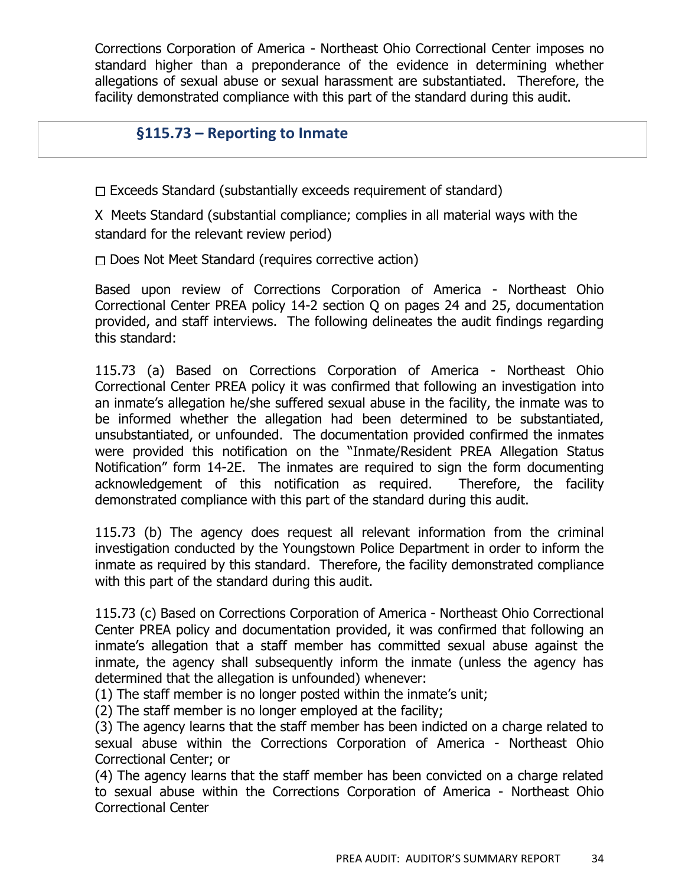Corrections Corporation of America - Northeast Ohio Correctional Center imposes no standard higher than a preponderance of the evidence in determining whether allegations of sexual abuse or sexual harassment are substantiated. Therefore, the facility demonstrated compliance with this part of the standard during this audit.

## §115.73 – Reporting to Inmate

☐ Exceeds Standard (substantially exceeds requirement of standard)

X Meets Standard (substantial compliance; complies in all material ways with the standard for the relevant review period)

☐ Does Not Meet Standard (requires corrective action)

Based upon review of Corrections Corporation of America - Northeast Ohio Correctional Center PREA policy 14-2 section Q on pages 24 and 25, documentation provided, and staff interviews. The following delineates the audit findings regarding this standard:

115.73 (a) Based on Corrections Corporation of America - Northeast Ohio Correctional Center PREA policy it was confirmed that following an investigation into an inmate's allegation he/she suffered sexual abuse in the facility, the inmate was to be informed whether the allegation had been determined to be substantiated, unsubstantiated, or unfounded. The documentation provided confirmed the inmates were provided this notification on the "Inmate/Resident PREA Allegation Status Notification" form 14-2E. The inmates are required to sign the form documenting acknowledgement of this notification as required. Therefore, the facility demonstrated compliance with this part of the standard during this audit.

115.73 (b) The agency does request all relevant information from the criminal investigation conducted by the Youngstown Police Department in order to inform the inmate as required by this standard. Therefore, the facility demonstrated compliance with this part of the standard during this audit.

115.73 (c) Based on Corrections Corporation of America - Northeast Ohio Correctional Center PREA policy and documentation provided, it was confirmed that following an inmate's allegation that a staff member has committed sexual abuse against the inmate, the agency shall subsequently inform the inmate (unless the agency has determined that the allegation is unfounded) whenever:
(1) The staff member is no longer posted within the inmate's unit;
(2) The staff member is no longer employed at the facility;
(3) The agency learns that the staff member has been indicted on a charge related to sexual abuse within the Corrections Corporation of America - Northeast Ohio Correctional Center; or
(4) The agency learns that the staff member has been convicted on a charge related to sexual abuse within the Corrections Corporation of America - Northeast Ohio Correctional Center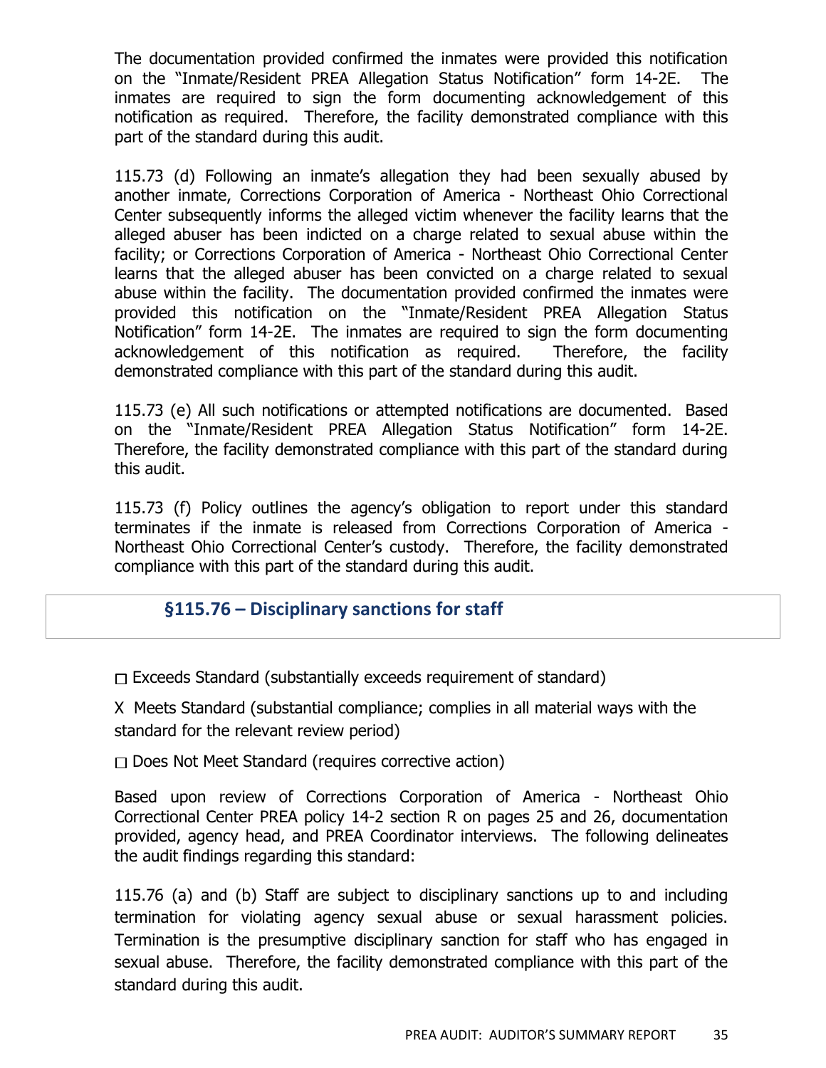The documentation provided confirmed the inmates were provided this notification on the "Inmate/Resident PREA Allegation Status Notification" form 14-2E. The inmates are required to sign the form documenting acknowledgement of this notification as required. Therefore, the facility demonstrated compliance with this part of the standard during this audit.

115.73 (d) Following an inmate's allegation they had been sexually abused by another inmate, Corrections Corporation of America - Northeast Ohio Correctional Center subsequently informs the alleged victim whenever the facility learns that the alleged abuser has been indicted on a charge related to sexual abuse within the facility; or Corrections Corporation of America - Northeast Ohio Correctional Center learns that the alleged abuser has been convicted on a charge related to sexual abuse within the facility. The documentation provided confirmed the inmates were provided this notification on the "Inmate/Resident PREA Allegation Status Notification" form 14-2E. The inmates are required to sign the form documenting acknowledgement of this notification as required. Therefore, the facility demonstrated compliance with this part of the standard during this audit.

115.73 (e) All such notifications or attempted notifications are documented. Based on the "Inmate/Resident PREA Allegation Status Notification" form 14-2E. Therefore, the facility demonstrated compliance with this part of the standard during this audit.

115.73 (f) Policy outlines the agency's obligation to report under this standard terminates if the inmate is released from Corrections Corporation of America - Northeast Ohio Correctional Center's custody. Therefore, the facility demonstrated compliance with this part of the standard during this audit.

## §115.76 – Disciplinary sanctions for staff

☐ Exceeds Standard (substantially exceeds requirement of standard)

X Meets Standard (substantial compliance; complies in all material ways with the standard for the relevant review period)

☐ Does Not Meet Standard (requires corrective action)

Based upon review of Corrections Corporation of America - Northeast Ohio Correctional Center PREA policy 14-2 section R on pages 25 and 26, documentation provided, agency head, and PREA Coordinator interviews. The following delineates the audit findings regarding this standard:

115.76 (a) and (b) Staff are subject to disciplinary sanctions up to and including termination for violating agency sexual abuse or sexual harassment policies. Termination is the presumptive disciplinary sanction for staff who has engaged in sexual abuse. Therefore, the facility demonstrated compliance with this part of the standard during this audit.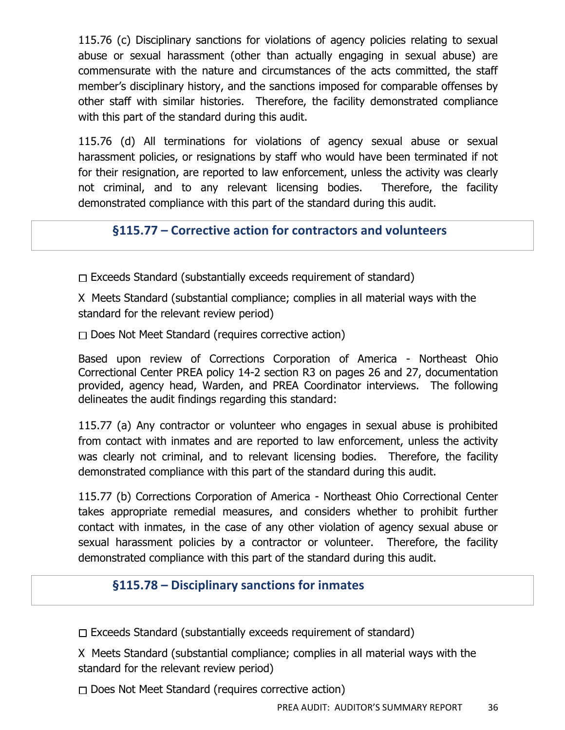115.76 (c) Disciplinary sanctions for violations of agency policies relating to sexual abuse or sexual harassment (other than actually engaging in sexual abuse) are commensurate with the nature and circumstances of the acts committed, the staff member's disciplinary history, and the sanctions imposed for comparable offenses by other staff with similar histories. Therefore, the facility demonstrated compliance with this part of the standard during this audit.

115.76 (d) All terminations for violations of agency sexual abuse or sexual harassment policies, or resignations by staff who would have been terminated if not for their resignation, are reported to law enforcement, unless the activity was clearly not criminal, and to any relevant licensing bodies. Therefore, the facility demonstrated compliance with this part of the standard during this audit.

## §115.77 – Corrective action for contractors and volunteers

☐ Exceeds Standard (substantially exceeds requirement of standard)

X Meets Standard (substantial compliance; complies in all material ways with the standard for the relevant review period)

☐ Does Not Meet Standard (requires corrective action)

Based upon review of Corrections Corporation of America - Northeast Ohio Correctional Center PREA policy 14-2 section R3 on pages 26 and 27, documentation provided, agency head, Warden, and PREA Coordinator interviews. The following delineates the audit findings regarding this standard:

115.77 (a) Any contractor or volunteer who engages in sexual abuse is prohibited from contact with inmates and are reported to law enforcement, unless the activity was clearly not criminal, and to relevant licensing bodies. Therefore, the facility demonstrated compliance with this part of the standard during this audit.

115.77 (b) Corrections Corporation of America - Northeast Ohio Correctional Center takes appropriate remedial measures, and considers whether to prohibit further contact with inmates, in the case of any other violation of agency sexual abuse or sexual harassment policies by a contractor or volunteer. Therefore, the facility demonstrated compliance with this part of the standard during this audit.

## §115.78 – Disciplinary sanctions for inmates

☐ Exceeds Standard (substantially exceeds requirement of standard)

X Meets Standard (substantial compliance; complies in all material ways with the standard for the relevant review period)

☐ Does Not Meet Standard (requires corrective action)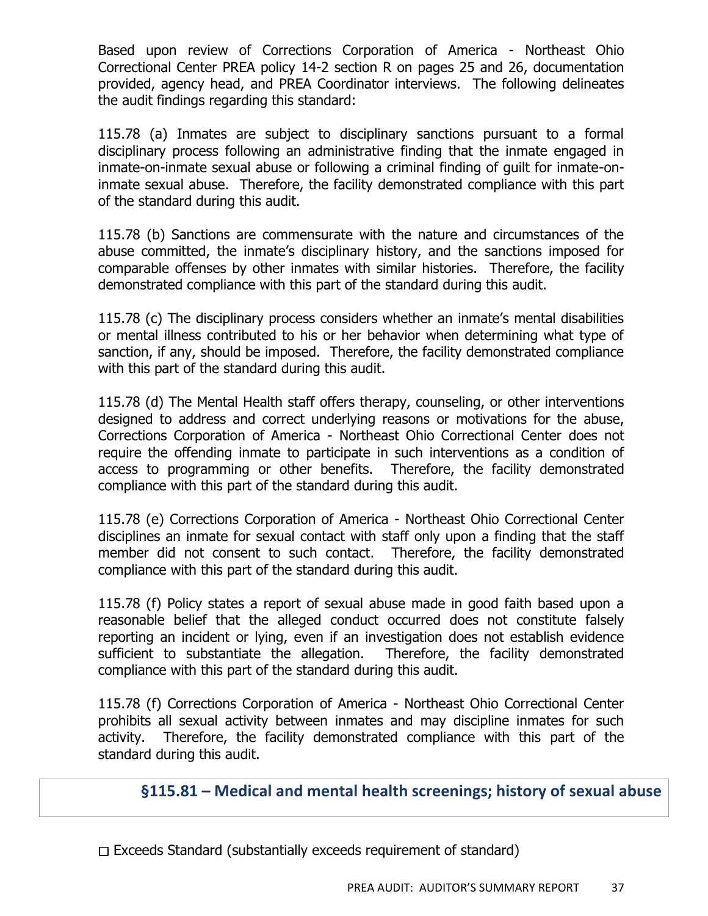Based upon review of Corrections Corporation of America - Northeast Ohio Correctional Center PREA policy 14-2 section R on pages 25 and 26, documentation provided, agency head, and PREA Coordinator interviews. The following delineates the audit findings regarding this standard:

115.78 (a) Inmates are subject to disciplinary sanctions pursuant to a formal disciplinary process following an administrative finding that the inmate engaged in inmate-on-inmate sexual abuse or following a criminal finding of guilt for inmate-on-inmate sexual abuse. Therefore, the facility demonstrated compliance with this part of the standard during this audit.

115.78 (b) Sanctions are commensurate with the nature and circumstances of the abuse committed, the inmate's disciplinary history, and the sanctions imposed for comparable offenses by other inmates with similar histories. Therefore, the facility demonstrated compliance with this part of the standard during this audit.

115.78 (c) The disciplinary process considers whether an inmate's mental disabilities or mental illness contributed to his or her behavior when determining what type of sanction, if any, should be imposed. Therefore, the facility demonstrated compliance with this part of the standard during this audit.

115.78 (d) The Mental Health staff offers therapy, counseling, or other interventions designed to address and correct underlying reasons or motivations for the abuse, Corrections Corporation of America - Northeast Ohio Correctional Center does not require the offending inmate to participate in such interventions as a condition of access to programming or other benefits. Therefore, the facility demonstrated compliance with this part of the standard during this audit.

115.78 (e) Corrections Corporation of America - Northeast Ohio Correctional Center disciplines an inmate for sexual contact with staff only upon a finding that the staff member did not consent to such contact. Therefore, the facility demonstrated compliance with this part of the standard during this audit.

115.78 (f) Policy states a report of sexual abuse made in good faith based upon a reasonable belief that the alleged conduct occurred does not constitute falsely reporting an incident or lying, even if an investigation does not establish evidence sufficient to substantiate the allegation. Therefore, the facility demonstrated compliance with this part of the standard during this audit.

115.78 (f) Corrections Corporation of America - Northeast Ohio Correctional Center prohibits all sexual activity between inmates and may discipline inmates for such activity. Therefore, the facility demonstrated compliance with this part of the standard during this audit.

## §115.81 – Medical and mental health screenings; history of sexual abuse

☐ Exceeds Standard (substantially exceeds requirement of standard)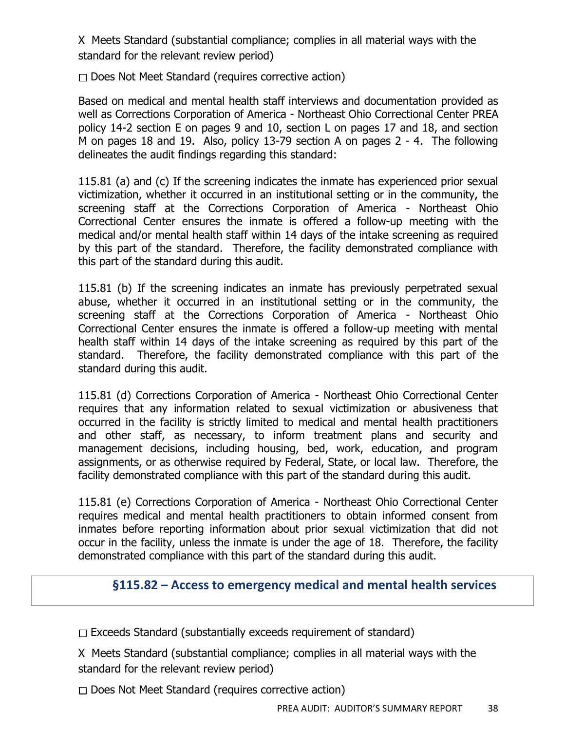X Meets Standard (substantial compliance; complies in all material ways with the standard for the relevant review period)

☐ Does Not Meet Standard (requires corrective action)

Based on medical and mental health staff interviews and documentation provided as well as Corrections Corporation of America - Northeast Ohio Correctional Center PREA policy 14-2 section E on pages 9 and 10, section L on pages 17 and 18, and section M on pages 18 and 19. Also, policy 13-79 section A on pages 2 - 4. The following delineates the audit findings regarding this standard:

115.81 (a) and (c) If the screening indicates the inmate has experienced prior sexual victimization, whether it occurred in an institutional setting or in the community, the screening staff at the Corrections Corporation of America - Northeast Ohio Correctional Center ensures the inmate is offered a follow-up meeting with the medical and/or mental health staff within 14 days of the intake screening as required by this part of the standard. Therefore, the facility demonstrated compliance with this part of the standard during this audit.

115.81 (b) If the screening indicates an inmate has previously perpetrated sexual abuse, whether it occurred in an institutional setting or in the community, the screening staff at the Corrections Corporation of America - Northeast Ohio Correctional Center ensures the inmate is offered a follow-up meeting with mental health staff within 14 days of the intake screening as required by this part of the standard. Therefore, the facility demonstrated compliance with this part of the standard during this audit.

115.81 (d) Corrections Corporation of America - Northeast Ohio Correctional Center requires that any information related to sexual victimization or abusiveness that occurred in the facility is strictly limited to medical and mental health practitioners and other staff, as necessary, to inform treatment plans and security and management decisions, including housing, bed, work, education, and program assignments, or as otherwise required by Federal, State, or local law. Therefore, the facility demonstrated compliance with this part of the standard during this audit.

115.81 (e) Corrections Corporation of America - Northeast Ohio Correctional Center requires medical and mental health practitioners to obtain informed consent from inmates before reporting information about prior sexual victimization that did not occur in the facility, unless the inmate is under the age of 18. Therefore, the facility demonstrated compliance with this part of the standard during this audit.

## §115.82 – Access to emergency medical and mental health services

☐ Exceeds Standard (substantially exceeds requirement of standard)

X Meets Standard (substantial compliance; complies in all material ways with the standard for the relevant review period)

☐ Does Not Meet Standard (requires corrective action)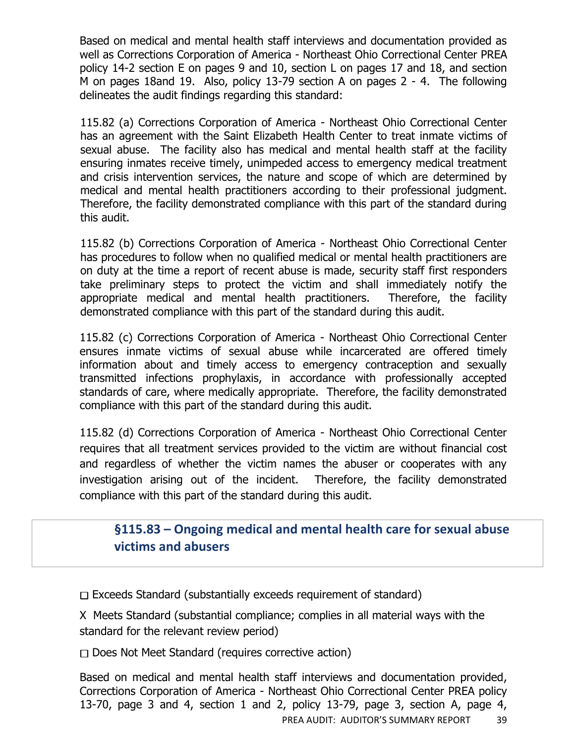Based on medical and mental health staff interviews and documentation provided as well as Corrections Corporation of America - Northeast Ohio Correctional Center PREA policy 14-2 section E on pages 9 and 10, section L on pages 17 and 18, and section M on pages 18and 19. Also, policy 13-79 section A on pages 2 - 4. The following delineates the audit findings regarding this standard:

115.82 (a) Corrections Corporation of America - Northeast Ohio Correctional Center has an agreement with the Saint Elizabeth Health Center to treat inmate victims of sexual abuse. The facility also has medical and mental health staff at the facility ensuring inmates receive timely, unimpeded access to emergency medical treatment and crisis intervention services, the nature and scope of which are determined by medical and mental health practitioners according to their professional judgment. Therefore, the facility demonstrated compliance with this part of the standard during this audit.

115.82 (b) Corrections Corporation of America - Northeast Ohio Correctional Center has procedures to follow when no qualified medical or mental health practitioners are on duty at the time a report of recent abuse is made, security staff first responders take preliminary steps to protect the victim and shall immediately notify the appropriate medical and mental health practitioners. Therefore, the facility demonstrated compliance with this part of the standard during this audit.

115.82 (c) Corrections Corporation of America - Northeast Ohio Correctional Center ensures inmate victims of sexual abuse while incarcerated are offered timely information about and timely access to emergency contraception and sexually transmitted infections prophylaxis, in accordance with professionally accepted standards of care, where medically appropriate. Therefore, the facility demonstrated compliance with this part of the standard during this audit.

115.82 (d) Corrections Corporation of America - Northeast Ohio Correctional Center requires that all treatment services provided to the victim are without financial cost and regardless of whether the victim names the abuser or cooperates with any investigation arising out of the incident. Therefore, the facility demonstrated compliance with this part of the standard during this audit.

## §115.83 – Ongoing medical and mental health care for sexual abuse victims and abusers

☐ Exceeds Standard (substantially exceeds requirement of standard)

X Meets Standard (substantial compliance; complies in all material ways with the standard for the relevant review period)

☐ Does Not Meet Standard (requires corrective action)

Based on medical and mental health staff interviews and documentation provided, Corrections Corporation of America - Northeast Ohio Correctional Center PREA policy 13-70, page 3 and 4, section 1 and 2, policy 13-79, page 3, section A, page 4,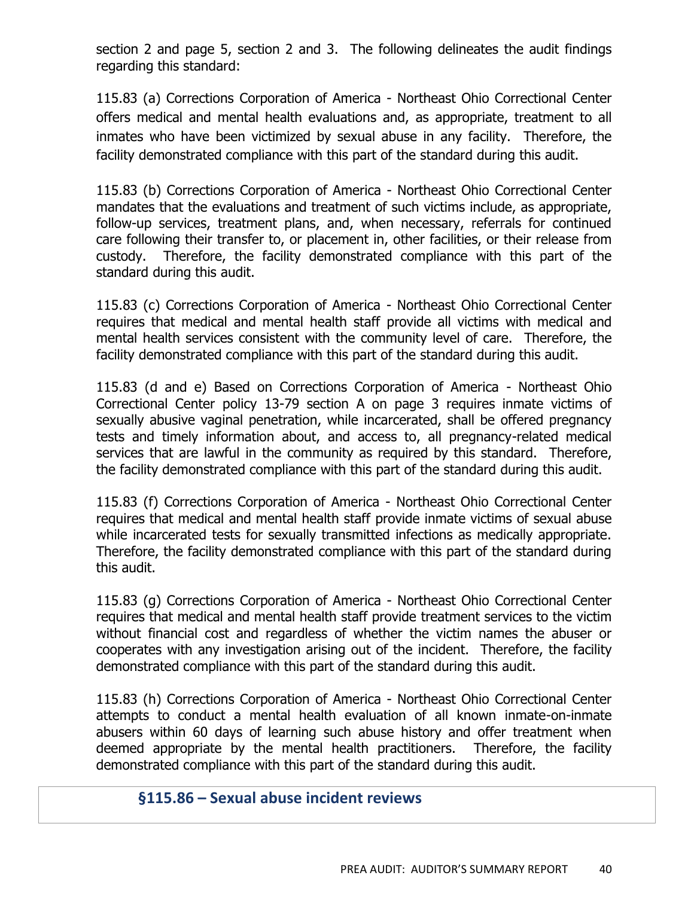section 2 and page 5, section 2 and 3. The following delineates the audit findings regarding this standard:

115.83 (a) Corrections Corporation of America - Northeast Ohio Correctional Center offers medical and mental health evaluations and, as appropriate, treatment to all inmates who have been victimized by sexual abuse in any facility. Therefore, the facility demonstrated compliance with this part of the standard during this audit.

115.83 (b) Corrections Corporation of America - Northeast Ohio Correctional Center mandates that the evaluations and treatment of such victims include, as appropriate, follow-up services, treatment plans, and, when necessary, referrals for continued care following their transfer to, or placement in, other facilities, or their release from custody. Therefore, the facility demonstrated compliance with this part of the standard during this audit.

115.83 (c) Corrections Corporation of America - Northeast Ohio Correctional Center requires that medical and mental health staff provide all victims with medical and mental health services consistent with the community level of care. Therefore, the facility demonstrated compliance with this part of the standard during this audit.

115.83 (d and e) Based on Corrections Corporation of America - Northeast Ohio Correctional Center policy 13-79 section A on page 3 requires inmate victims of sexually abusive vaginal penetration, while incarcerated, shall be offered pregnancy tests and timely information about, and access to, all pregnancy-related medical services that are lawful in the community as required by this standard. Therefore, the facility demonstrated compliance with this part of the standard during this audit.

115.83 (f) Corrections Corporation of America - Northeast Ohio Correctional Center requires that medical and mental health staff provide inmate victims of sexual abuse while incarcerated tests for sexually transmitted infections as medically appropriate. Therefore, the facility demonstrated compliance with this part of the standard during this audit.

115.83 (g) Corrections Corporation of America - Northeast Ohio Correctional Center requires that medical and mental health staff provide treatment services to the victim without financial cost and regardless of whether the victim names the abuser or cooperates with any investigation arising out of the incident. Therefore, the facility demonstrated compliance with this part of the standard during this audit.

115.83 (h) Corrections Corporation of America - Northeast Ohio Correctional Center attempts to conduct a mental health evaluation of all known inmate-on-inmate abusers within 60 days of learning such abuse history and offer treatment when deemed appropriate by the mental health practitioners. Therefore, the facility demonstrated compliance with this part of the standard during this audit.

## §115.86 – Sexual abuse incident reviews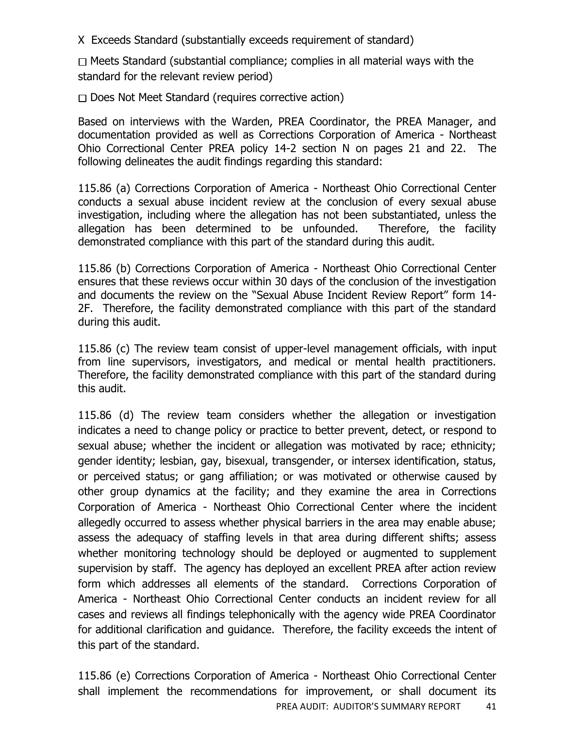X Exceeds Standard (substantially exceeds requirement of standard)

☐ Meets Standard (substantial compliance; complies in all material ways with the standard for the relevant review period)

☐ Does Not Meet Standard (requires corrective action)

Based on interviews with the Warden, PREA Coordinator, the PREA Manager, and documentation provided as well as Corrections Corporation of America - Northeast Ohio Correctional Center PREA policy 14-2 section N on pages 21 and 22. The following delineates the audit findings regarding this standard:

115.86 (a) Corrections Corporation of America - Northeast Ohio Correctional Center conducts a sexual abuse incident review at the conclusion of every sexual abuse investigation, including where the allegation has not been substantiated, unless the allegation has been determined to be unfounded. Therefore, the facility demonstrated compliance with this part of the standard during this audit.

115.86 (b) Corrections Corporation of America - Northeast Ohio Correctional Center ensures that these reviews occur within 30 days of the conclusion of the investigation and documents the review on the "Sexual Abuse Incident Review Report" form 14-2F. Therefore, the facility demonstrated compliance with this part of the standard during this audit.

115.86 (c) The review team consist of upper-level management officials, with input from line supervisors, investigators, and medical or mental health practitioners. Therefore, the facility demonstrated compliance with this part of the standard during this audit.

115.86 (d) The review team considers whether the allegation or investigation indicates a need to change policy or practice to better prevent, detect, or respond to sexual abuse; whether the incident or allegation was motivated by race; ethnicity; gender identity; lesbian, gay, bisexual, transgender, or intersex identification, status, or perceived status; or gang affiliation; or was motivated or otherwise caused by other group dynamics at the facility; and they examine the area in Corrections Corporation of America - Northeast Ohio Correctional Center where the incident allegedly occurred to assess whether physical barriers in the area may enable abuse; assess the adequacy of staffing levels in that area during different shifts; assess whether monitoring technology should be deployed or augmented to supplement supervision by staff. The agency has deployed an excellent PREA after action review form which addresses all elements of the standard. Corrections Corporation of America - Northeast Ohio Correctional Center conducts an incident review for all cases and reviews all findings telephonically with the agency wide PREA Coordinator for additional clarification and guidance. Therefore, the facility exceeds the intent of this part of the standard.

115.86 (e) Corrections Corporation of America - Northeast Ohio Correctional Center shall implement the recommendations for improvement, or shall document its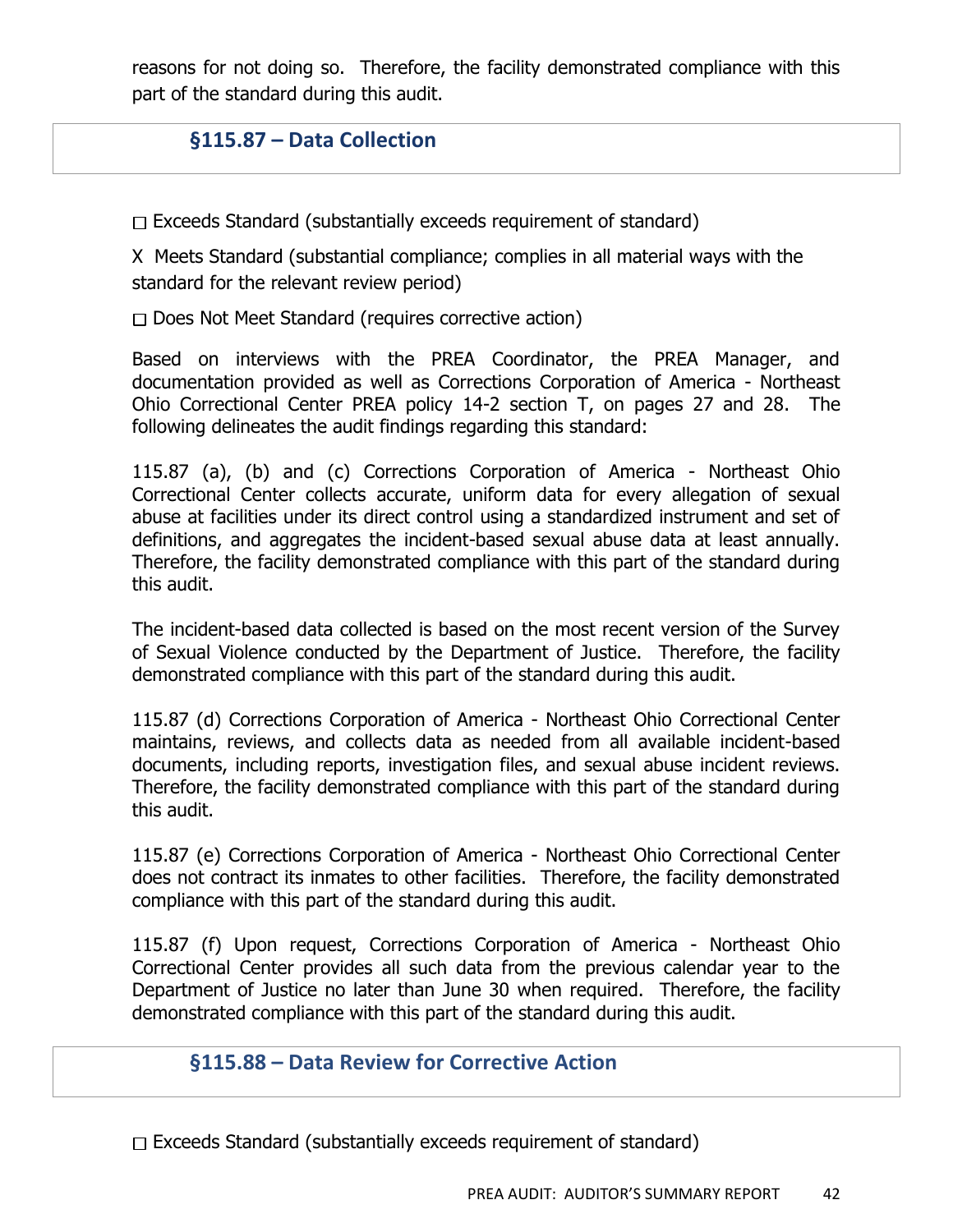reasons for not doing so. Therefore, the facility demonstrated compliance with this part of the standard during this audit.

## §115.87 – Data Collection

☐ Exceeds Standard (substantially exceeds requirement of standard)

X Meets Standard (substantial compliance; complies in all material ways with the standard for the relevant review period)

☐ Does Not Meet Standard (requires corrective action)

Based on interviews with the PREA Coordinator, the PREA Manager, and documentation provided as well as Corrections Corporation of America - Northeast Ohio Correctional Center PREA policy 14-2 section T, on pages 27 and 28. The following delineates the audit findings regarding this standard:

115.87 (a), (b) and (c) Corrections Corporation of America - Northeast Ohio Correctional Center collects accurate, uniform data for every allegation of sexual abuse at facilities under its direct control using a standardized instrument and set of definitions, and aggregates the incident-based sexual abuse data at least annually. Therefore, the facility demonstrated compliance with this part of the standard during this audit.

The incident-based data collected is based on the most recent version of the Survey of Sexual Violence conducted by the Department of Justice. Therefore, the facility demonstrated compliance with this part of the standard during this audit.

115.87 (d) Corrections Corporation of America - Northeast Ohio Correctional Center maintains, reviews, and collects data as needed from all available incident-based documents, including reports, investigation files, and sexual abuse incident reviews. Therefore, the facility demonstrated compliance with this part of the standard during this audit.

115.87 (e) Corrections Corporation of America - Northeast Ohio Correctional Center does not contract its inmates to other facilities. Therefore, the facility demonstrated compliance with this part of the standard during this audit.

115.87 (f) Upon request, Corrections Corporation of America - Northeast Ohio Correctional Center provides all such data from the previous calendar year to the Department of Justice no later than June 30 when required. Therefore, the facility demonstrated compliance with this part of the standard during this audit.

## §115.88 – Data Review for Corrective Action

☐ Exceeds Standard (substantially exceeds requirement of standard)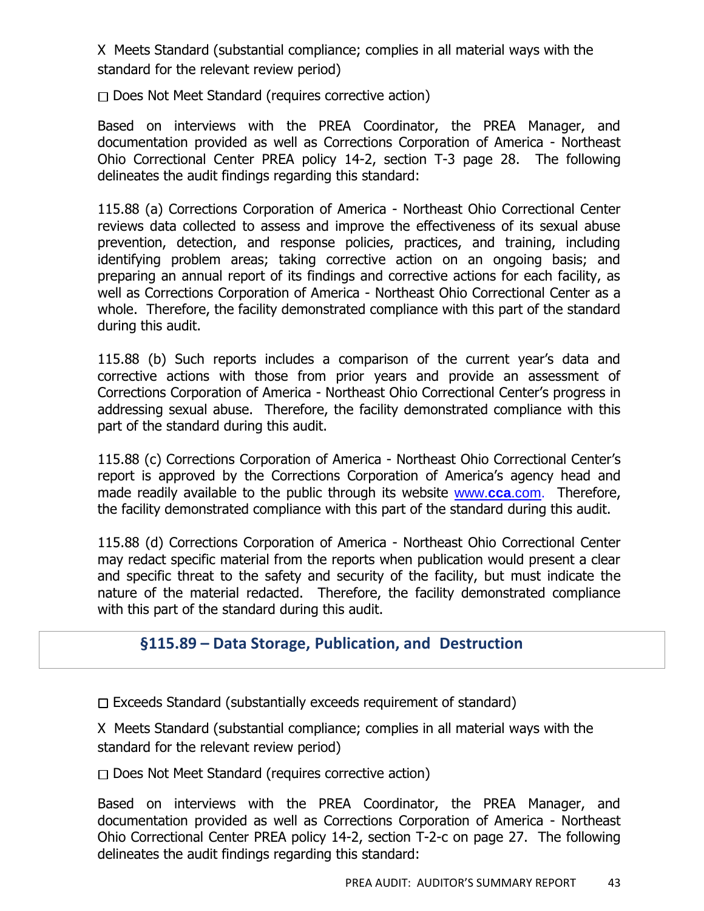X Meets Standard (substantial compliance; complies in all material ways with the standard for the relevant review period)

☐ Does Not Meet Standard (requires corrective action)

Based on interviews with the PREA Coordinator, the PREA Manager, and documentation provided as well as Corrections Corporation of America - Northeast Ohio Correctional Center PREA policy 14-2, section T-3 page 28. The following delineates the audit findings regarding this standard:

115.88 (a) Corrections Corporation of America - Northeast Ohio Correctional Center reviews data collected to assess and improve the effectiveness of its sexual abuse prevention, detection, and response policies, practices, and training, including identifying problem areas; taking corrective action on an ongoing basis; and preparing an annual report of its findings and corrective actions for each facility, as well as Corrections Corporation of America - Northeast Ohio Correctional Center as a whole. Therefore, the facility demonstrated compliance with this part of the standard during this audit.

115.88 (b) Such reports includes a comparison of the current year's data and corrective actions with those from prior years and provide an assessment of Corrections Corporation of America - Northeast Ohio Correctional Center's progress in addressing sexual abuse. Therefore, the facility demonstrated compliance with this part of the standard during this audit.

115.88 (c) Corrections Corporation of America - Northeast Ohio Correctional Center's report is approved by the Corrections Corporation of America's agency head and made readily available to the public through its website www.**cca**.com. Therefore, the facility demonstrated compliance with this part of the standard during this audit.

115.88 (d) Corrections Corporation of America - Northeast Ohio Correctional Center may redact specific material from the reports when publication would present a clear and specific threat to the safety and security of the facility, but must indicate the nature of the material redacted. Therefore, the facility demonstrated compliance with this part of the standard during this audit.

## §115.89 – Data Storage, Publication, and Destruction

☐ Exceeds Standard (substantially exceeds requirement of standard)

X Meets Standard (substantial compliance; complies in all material ways with the standard for the relevant review period)

☐ Does Not Meet Standard (requires corrective action)

Based on interviews with the PREA Coordinator, the PREA Manager, and documentation provided as well as Corrections Corporation of America - Northeast Ohio Correctional Center PREA policy 14-2, section T-2-c on page 27. The following delineates the audit findings regarding this standard: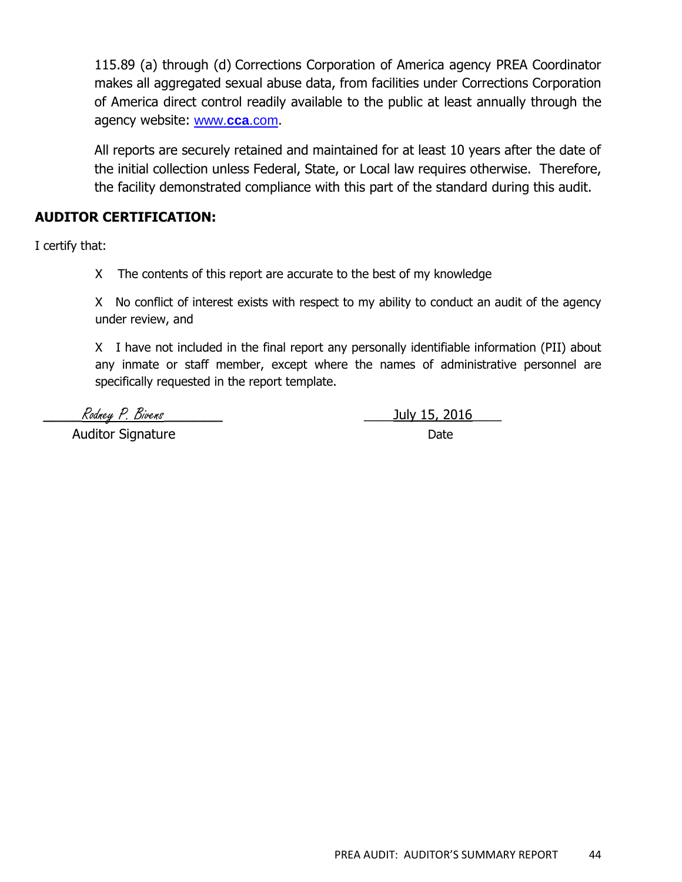115.89 (a) through (d) Corrections Corporation of America agency PREA Coordinator makes all aggregated sexual abuse data, from facilities under Corrections Corporation of America direct control readily available to the public at least annually through the agency website: [www.cca.com](http://www.cca.com).

All reports are securely retained and maintained for at least 10 years after the date of the initial collection unless Federal, State, or Local law requires otherwise. Therefore, the facility demonstrated compliance with this part of the standard during this audit.

**AUDITOR CERTIFICATION:**

I certify that:

X The contents of this report are accurate to the best of my knowledge

X No conflict of interest exists with respect to my ability to conduct an audit of the agency under review, and

X I have not included in the final report any personally identifiable information (PII) about any inmate or staff member, except where the names of administrative personnel are specifically requested in the report template.

Rodney P. Bivens — Auditor Signature

July 15, 2016 — Date